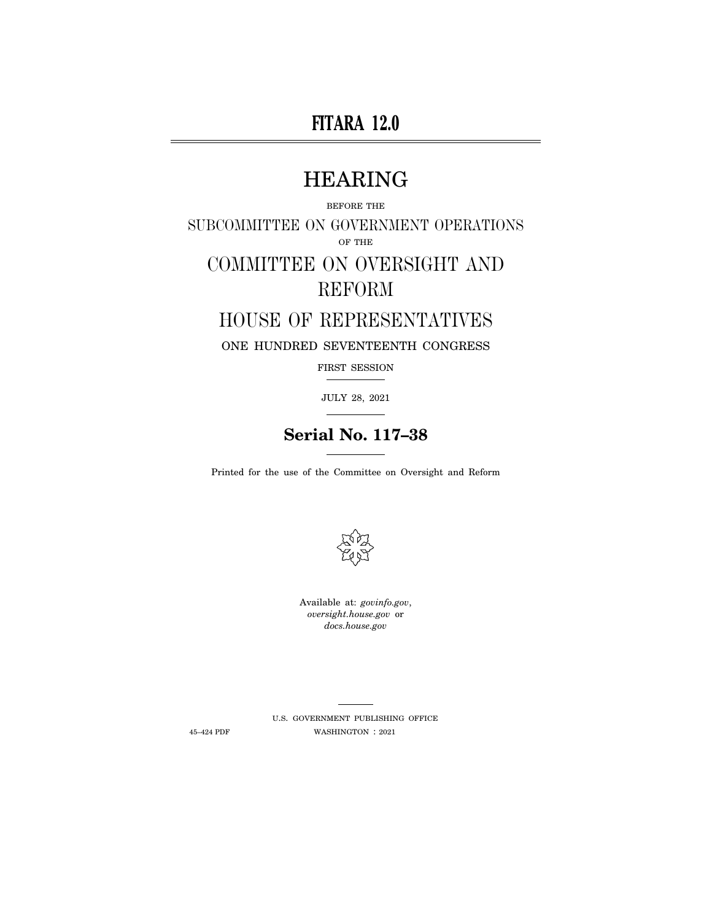# FITARA 12.0

# HEARING

BEFORE THE

SUBCOMMITTEE ON GOVERNMENT OPERATIONS

OF THE

# COMMITTEE ON OVERSIGHT AND REFORM

# HOUSE OF REPRESENTATIVES

ONE HUNDRED SEVENTEENTH CONGRESS

FIRST SESSION

JULY 28, 2021

**Serial No. 117–38**

Printed for the use of the Committee on Oversight and Reform

Available at: *govinfo.gov*, *oversight.house.gov* or *docs.house.gov*

U.S. GOVERNMENT PUBLISHING OFFICE

45–424 PDF WASHINGTON : 2021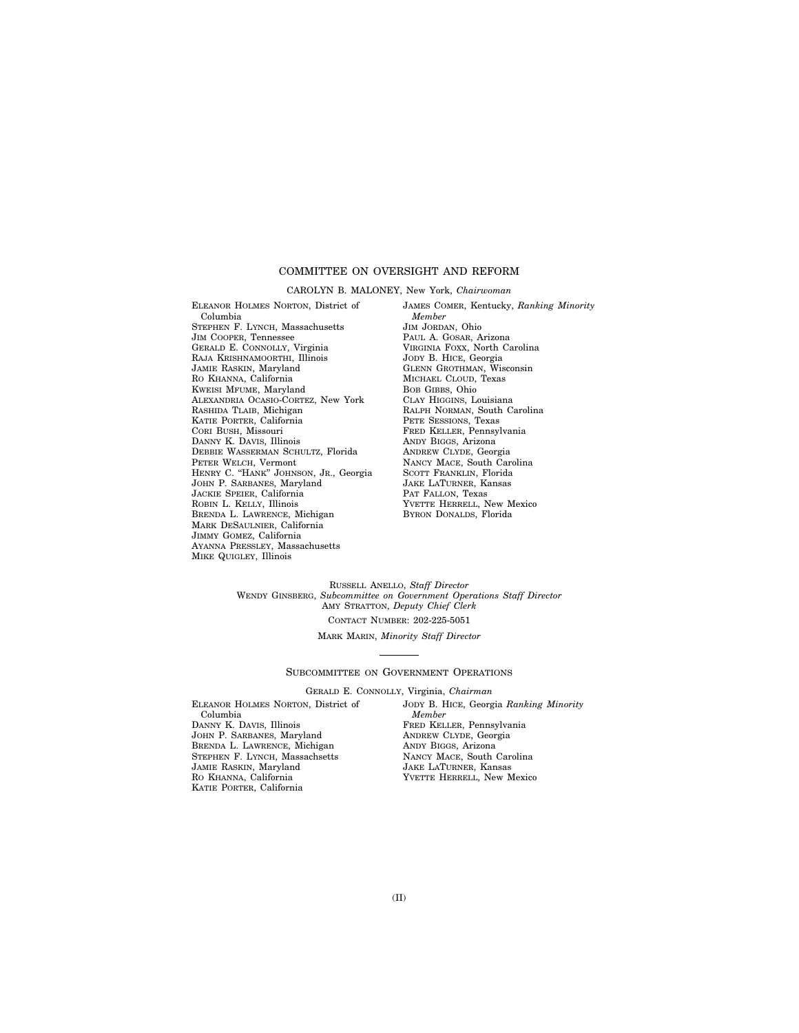## COMMITTEE ON OVERSIGHT AND REFORM

CAROLYN B. MALONEY, New York, *Chairwoman*

ELEANOR HOLMES NORTON, District of Columbia
STEPHEN F. LYNCH, Massachusetts
JIM COOPER, Tennessee
GERALD E. CONNOLLY, Virginia
RAJA KRISHNAMOORTHI, Illinois
JAMIE RASKIN, Maryland
RO KHANNA, California
KWEISI MFUME, Maryland
ALEXANDRIA OCASIO-CORTEZ, New York
RASHIDA TLAIB, Michigan
KATIE PORTER, California
CORI BUSH, Missouri
DANNY K. DAVIS, Illinois
DEBBIE WASSERMAN SCHULTZ, Florida
PETER WELCH, Vermont
HENRY C. "HANK" JOHNSON, JR., Georgia
JOHN P. SARBANES, Maryland
JACKIE SPEIER, California
ROBIN L. KELLY, Illinois
BRENDA L. LAWRENCE, Michigan
MARK DESAULNIER, California
JIMMY GOMEZ, California
AYANNA PRESSLEY, Massachusetts
MIKE QUIGLEY, Illinois

JAMES COMER, Kentucky, *Ranking Minority Member*
JIM JORDAN, Ohio
PAUL A. GOSAR, Arizona
VIRGINIA FOXX, North Carolina
JODY B. HICE, Georgia
GLENN GROTHMAN, Wisconsin
MICHAEL CLOUD, Texas
BOB GIBBS, Ohio
CLAY HIGGINS, Louisiana
RALPH NORMAN, South Carolina
PETE SESSIONS, Texas
FRED KELLER, Pennsylvania
ANDY BIGGS, Arizona
ANDREW CLYDE, Georgia
NANCY MACE, South Carolina
SCOTT FRANKLIN, Florida
JAKE LATURNER, Kansas
PAT FALLON, Texas
YVETTE HERRELL, New Mexico
BYRON DONALDS, Florida

RUSSELL ANELLO, *Staff Director*
WENDY GINSBERG, *Subcommittee on Government Operations Staff Director*
AMY STRATTON, *Deputy Chief Clerk*
CONTACT NUMBER: 202-225-5051

MARK MARIN, *Minority Staff Director*

---

### SUBCOMMITTEE ON GOVERNMENT OPERATIONS

GERALD E. CONNOLLY, Virginia, *Chairman*

ELEANOR HOLMES NORTON, District of Columbia
DANNY K. DAVIS, Illinois
JOHN P. SARBANES, Maryland
BRENDA L. LAWRENCE, Michigan
STEPHEN F. LYNCH, Massachsetts
JAMIE RASKIN, Maryland
RO KHANNA, California
KATIE PORTER, California

JODY B. HICE, Georgia *Ranking Minority Member*
FRED KELLER, Pennsylvania
ANDREW CLYDE, Georgia
ANDY BIGGS, Arizona
NANCY MACE, South Carolina
JAKE LATURNER, Kansas
YVETTE HERRELL, New Mexico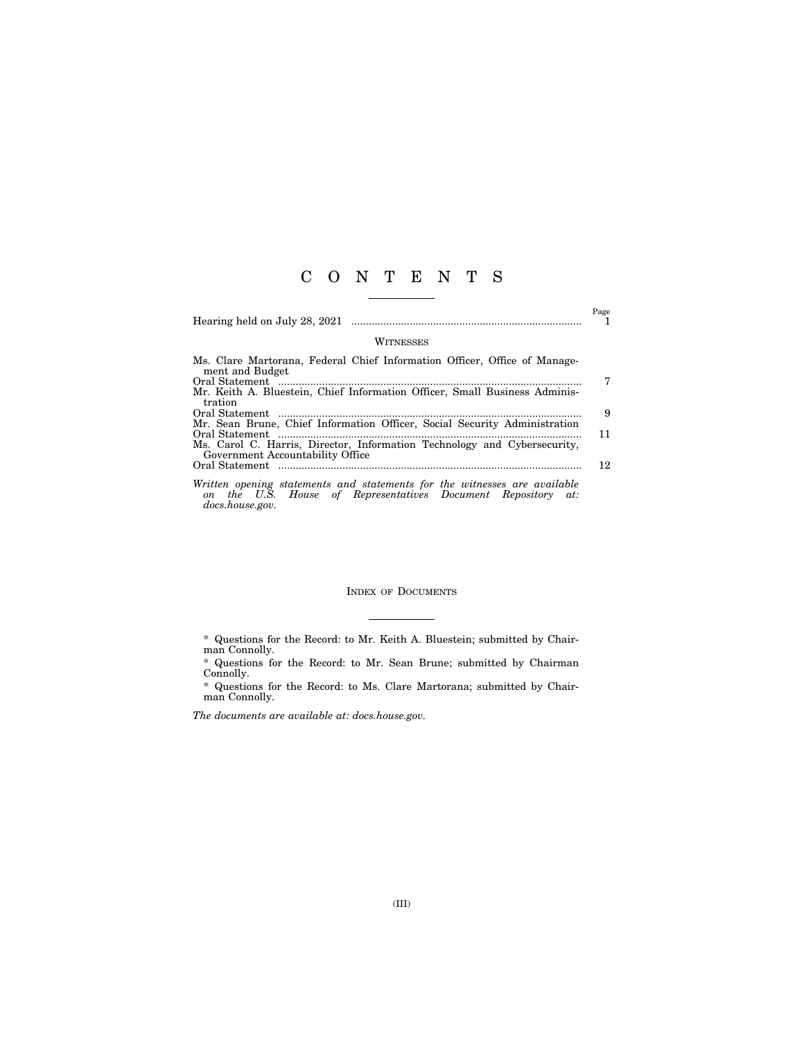# C O N T E N T S

| | Page |
|---|---|
| Hearing held on July 28, 2021 | 1 |

## Witnesses

| | |
|---|---|
| Ms. Clare Martorana, Federal Chief Information Officer, Office of Management and Budget | |
| Oral Statement | 7 |
| Mr. Keith A. Bluestein, Chief Information Officer, Small Business Administration | |
| Oral Statement | 9 |
| Mr. Sean Brune, Chief Information Officer, Social Security Administration | |
| Oral Statement | 11 |
| Ms. Carol C. Harris, Director, Information Technology and Cybersecurity, Government Accountability Office | |
| Oral Statement | 12 |

*Written opening statements and statements for the witnesses are available on the U.S. House of Representatives Document Repository at: docs.house.gov.*

## Index of Documents

* Questions for the Record: to Mr. Keith A. Bluestein; submitted by Chairman Connolly.

* Questions for the Record: to Mr. Sean Brune; submitted by Chairman Connolly.

* Questions for the Record: to Ms. Clare Martorana; submitted by Chairman Connolly.

*The documents are available at: docs.house.gov.*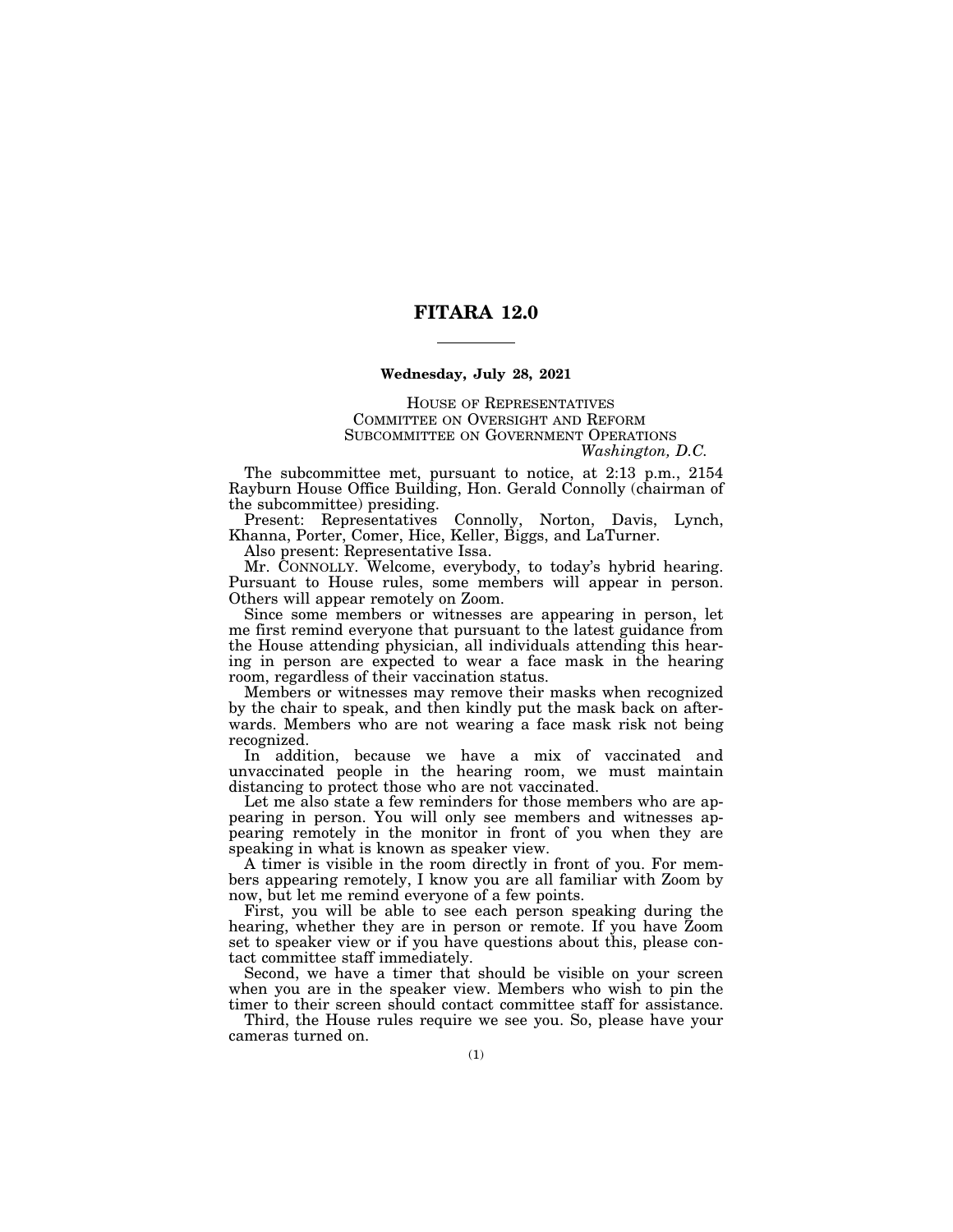# FITARA 12.0

**Wednesday, July 28, 2021**

HOUSE OF REPRESENTATIVES
COMMITTEE ON OVERSIGHT AND REFORM
SUBCOMMITTEE ON GOVERNMENT OPERATIONS
*Washington, D.C.*

The subcommittee met, pursuant to notice, at 2:13 p.m., 2154 Rayburn House Office Building, Hon. Gerald Connolly (chairman of the subcommittee) presiding.

Present: Representatives Connolly, Norton, Davis, Lynch, Khanna, Porter, Comer, Hice, Keller, Biggs, and LaTurner.

Also present: Representative Issa.

Mr. CONNOLLY. Welcome, everybody, to today's hybrid hearing. Pursuant to House rules, some members will appear in person. Others will appear remotely on Zoom.

Since some members or witnesses are appearing in person, let me first remind everyone that pursuant to the latest guidance from the House attending physician, all individuals attending this hearing in person are expected to wear a face mask in the hearing room, regardless of their vaccination status.

Members or witnesses may remove their masks when recognized by the chair to speak, and then kindly put the mask back on afterwards. Members who are not wearing a face mask risk not being recognized.

In addition, because we have a mix of vaccinated and unvaccinated people in the hearing room, we must maintain distancing to protect those who are not vaccinated.

Let me also state a few reminders for those members who are appearing in person. You will only see members and witnesses appearing remotely in the monitor in front of you when they are speaking in what is known as speaker view.

A timer is visible in the room directly in front of you. For members appearing remotely, I know you are all familiar with Zoom by now, but let me remind everyone of a few points.

First, you will be able to see each person speaking during the hearing, whether they are in person or remote. If you have Zoom set to speaker view or if you have questions about this, please contact committee staff immediately.

Second, we have a timer that should be visible on your screen when you are in the speaker view. Members who wish to pin the timer to their screen should contact committee staff for assistance.

Third, the House rules require we see you. So, please have your cameras turned on.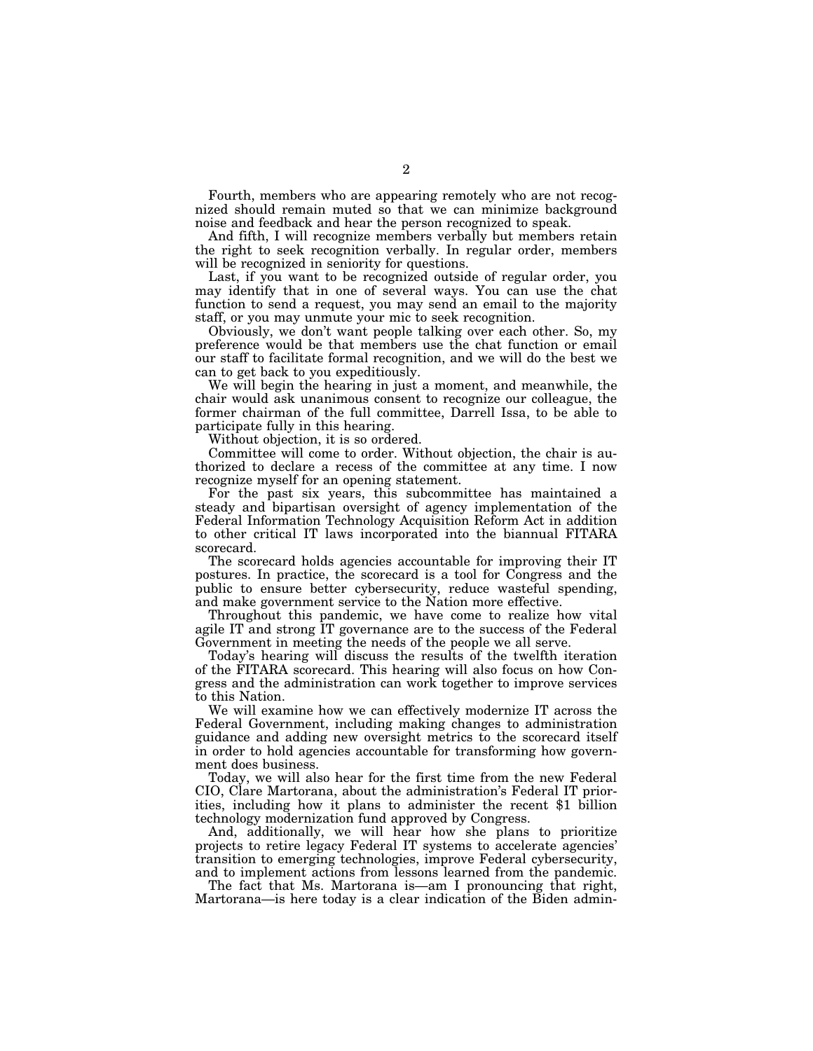Fourth, members who are appearing remotely who are not recognized should remain muted so that we can minimize background noise and feedback and hear the person recognized to speak.

And fifth, I will recognize members verbally but members retain the right to seek recognition verbally. In regular order, members will be recognized in seniority for questions.

Last, if you want to be recognized outside of regular order, you may identify that in one of several ways. You can use the chat function to send a request, you may send an email to the majority staff, or you may unmute your mic to seek recognition.

Obviously, we don't want people talking over each other. So, my preference would be that members use the chat function or email our staff to facilitate formal recognition, and we will do the best we can to get back to you expeditiously.

We will begin the hearing in just a moment, and meanwhile, the chair would ask unanimous consent to recognize our colleague, the former chairman of the full committee, Darrell Issa, to be able to participate fully in this hearing.

Without objection, it is so ordered.

Committee will come to order. Without objection, the chair is authorized to declare a recess of the committee at any time. I now recognize myself for an opening statement.

For the past six years, this subcommittee has maintained a steady and bipartisan oversight of agency implementation of the Federal Information Technology Acquisition Reform Act in addition to other critical IT laws incorporated into the biannual FITARA scorecard.

The scorecard holds agencies accountable for improving their IT postures. In practice, the scorecard is a tool for Congress and the public to ensure better cybersecurity, reduce wasteful spending, and make government service to the Nation more effective.

Throughout this pandemic, we have come to realize how vital agile IT and strong IT governance are to the success of the Federal Government in meeting the needs of the people we all serve.

Today's hearing will discuss the results of the twelfth iteration of the FITARA scorecard. This hearing will also focus on how Congress and the administration can work together to improve services to this Nation.

We will examine how we can effectively modernize IT across the Federal Government, including making changes to administration guidance and adding new oversight metrics to the scorecard itself in order to hold agencies accountable for transforming how government does business.

Today, we will also hear for the first time from the new Federal CIO, Clare Martorana, about the administration's Federal IT priorities, including how it plans to administer the recent $1 billion technology modernization fund approved by Congress.

And, additionally, we will hear how she plans to prioritize projects to retire legacy Federal IT systems to accelerate agencies' transition to emerging technologies, improve Federal cybersecurity, and to implement actions from lessons learned from the pandemic.

The fact that Ms. Martorana is—am I pronouncing that right, Martorana—is here today is a clear indication of the Biden admin-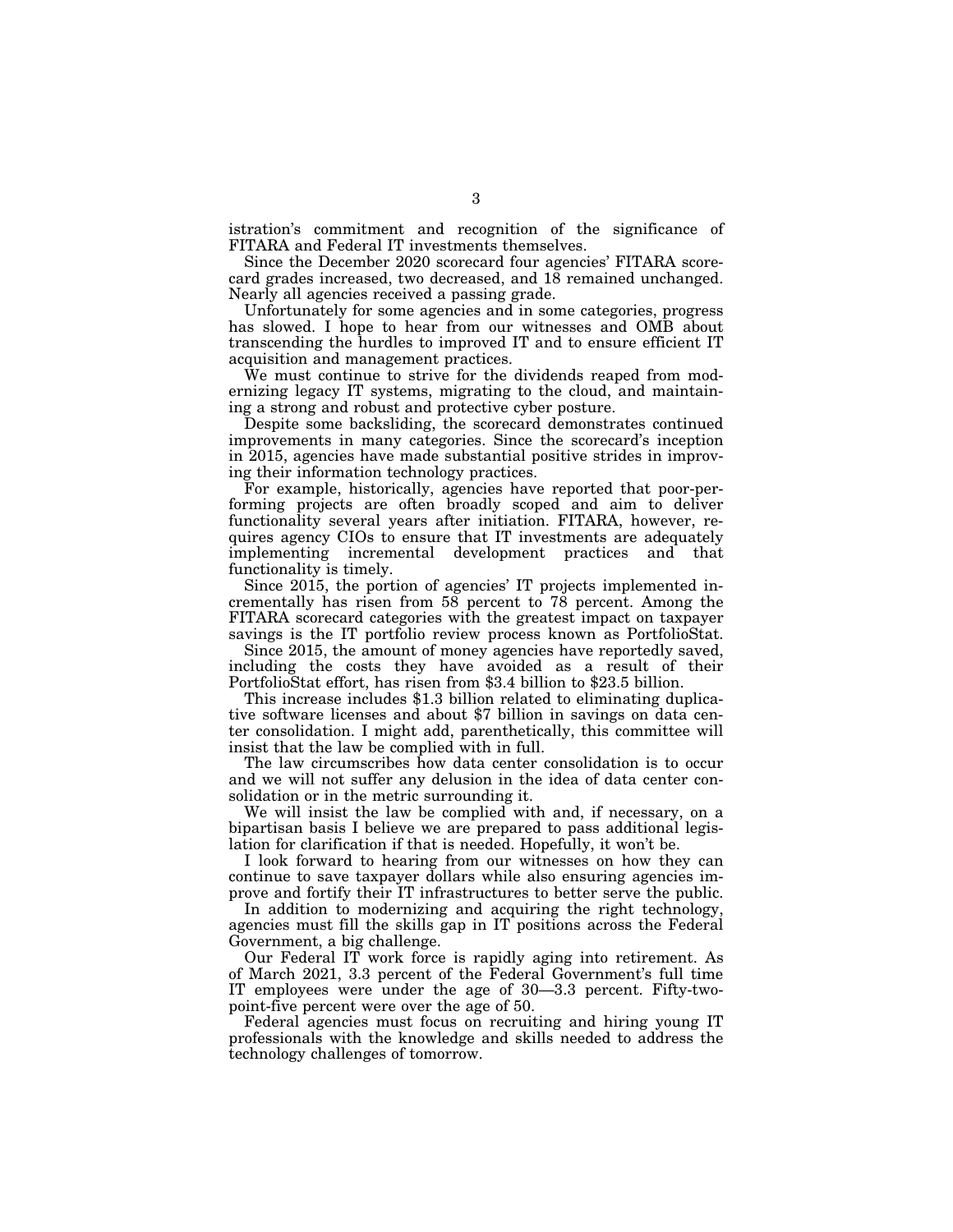istration's commitment and recognition of the significance of FITARA and Federal IT investments themselves.

Since the December 2020 scorecard four agencies' FITARA scorecard grades increased, two decreased, and 18 remained unchanged. Nearly all agencies received a passing grade.

Unfortunately for some agencies and in some categories, progress has slowed. I hope to hear from our witnesses and OMB about transcending the hurdles to improved IT and to ensure efficient IT acquisition and management practices.

We must continue to strive for the dividends reaped from modernizing legacy IT systems, migrating to the cloud, and maintaining a strong and robust and protective cyber posture.

Despite some backsliding, the scorecard demonstrates continued improvements in many categories. Since the scorecard's inception in 2015, agencies have made substantial positive strides in improving their information technology practices.

For example, historically, agencies have reported that poor-performing projects are often broadly scoped and aim to deliver functionality several years after initiation. FITARA, however, requires agency CIOs to ensure that IT investments are adequately implementing incremental development practices and that functionality is timely.

Since 2015, the portion of agencies' IT projects implemented incrementally has risen from 58 percent to 78 percent. Among the FITARA scorecard categories with the greatest impact on taxpayer savings is the IT portfolio review process known as PortfolioStat.

Since 2015, the amount of money agencies have reportedly saved, including the costs they have avoided as a result of their PortfolioStat effort, has risen from $3.4 billion to $23.5 billion.

This increase includes $1.3 billion related to eliminating duplicative software licenses and about $7 billion in savings on data center consolidation. I might add, parenthetically, this committee will insist that the law be complied with in full.

The law circumscribes how data center consolidation is to occur and we will not suffer any delusion in the idea of data center consolidation or in the metric surrounding it.

We will insist the law be complied with and, if necessary, on a bipartisan basis I believe we are prepared to pass additional legislation for clarification if that is needed. Hopefully, it won't be.

I look forward to hearing from our witnesses on how they can continue to save taxpayer dollars while also ensuring agencies improve and fortify their IT infrastructures to better serve the public.

In addition to modernizing and acquiring the right technology, agencies must fill the skills gap in IT positions across the Federal Government, a big challenge.

Our Federal IT work force is rapidly aging into retirement. As of March 2021, 3.3 percent of the Federal Government's full time IT employees were under the age of 30—3.3 percent. Fifty-two-point-five percent were over the age of 50.

Federal agencies must focus on recruiting and hiring young IT professionals with the knowledge and skills needed to address the technology challenges of tomorrow.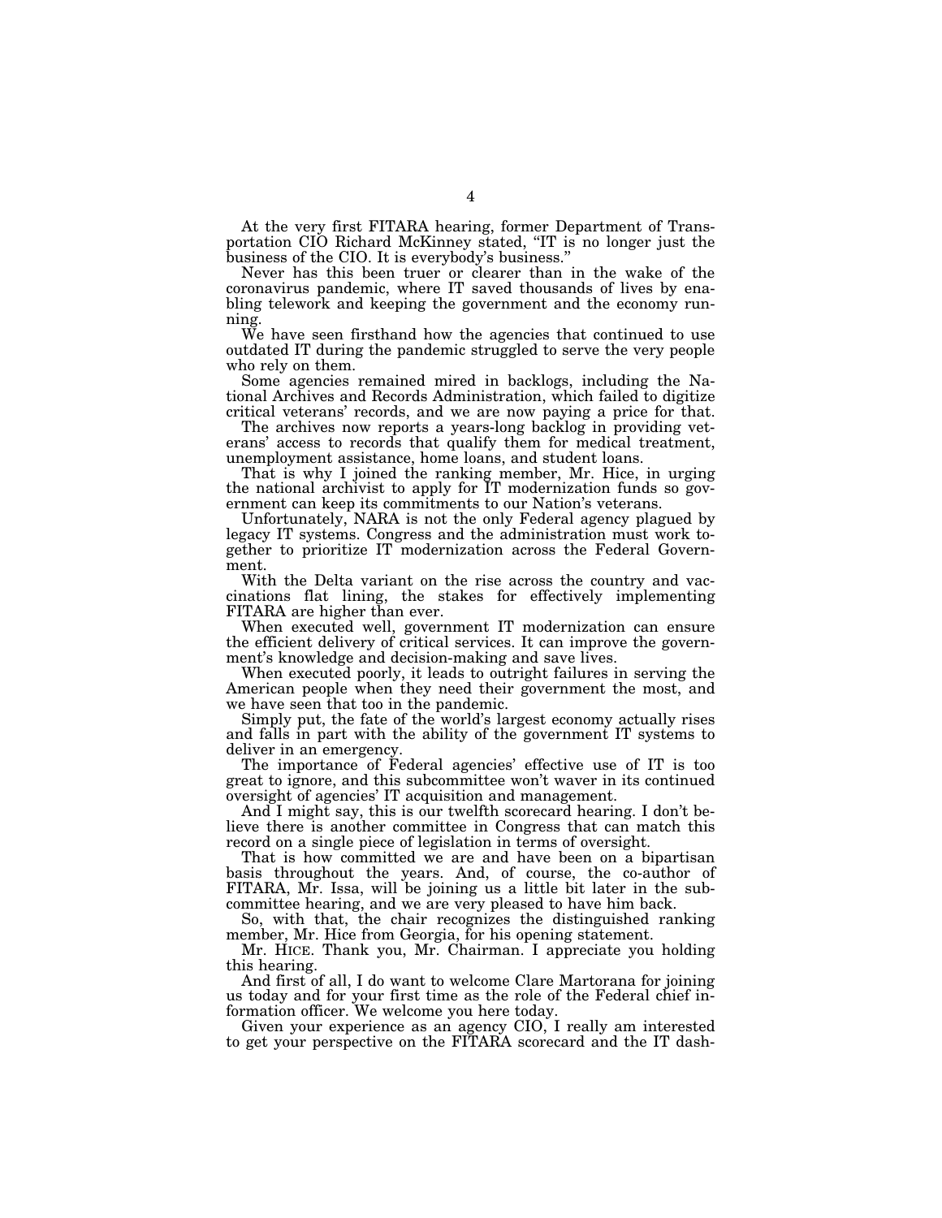At the very first FITARA hearing, former Department of Transportation CIO Richard McKinney stated, "IT is no longer just the business of the CIO. It is everybody's business."

Never has this been truer or clearer than in the wake of the coronavirus pandemic, where IT saved thousands of lives by enabling telework and keeping the government and the economy running.

We have seen firsthand how the agencies that continued to use outdated IT during the pandemic struggled to serve the very people who rely on them.

Some agencies remained mired in backlogs, including the National Archives and Records Administration, which failed to digitize critical veterans' records, and we are now paying a price for that.

The archives now reports a years-long backlog in providing veterans' access to records that qualify them for medical treatment, unemployment assistance, home loans, and student loans.

That is why I joined the ranking member, Mr. Hice, in urging the national archivist to apply for IT modernization funds so government can keep its commitments to our Nation's veterans.

Unfortunately, NARA is not the only Federal agency plagued by legacy IT systems. Congress and the administration must work together to prioritize IT modernization across the Federal Government.

With the Delta variant on the rise across the country and vaccinations flat lining, the stakes for effectively implementing FITARA are higher than ever.

When executed well, government IT modernization can ensure the efficient delivery of critical services. It can improve the government's knowledge and decision-making and save lives.

When executed poorly, it leads to outright failures in serving the American people when they need their government the most, and we have seen that too in the pandemic.

Simply put, the fate of the world's largest economy actually rises and falls in part with the ability of the government IT systems to deliver in an emergency.

The importance of Federal agencies' effective use of IT is too great to ignore, and this subcommittee won't waver in its continued oversight of agencies' IT acquisition and management.

And I might say, this is our twelfth scorecard hearing. I don't believe there is another committee in Congress that can match this record on a single piece of legislation in terms of oversight.

That is how committed we are and have been on a bipartisan basis throughout the years. And, of course, the co-author of FITARA, Mr. Issa, will be joining us a little bit later in the subcommittee hearing, and we are very pleased to have him back.

So, with that, the chair recognizes the distinguished ranking member, Mr. Hice from Georgia, for his opening statement.

Mr. HICE. Thank you, Mr. Chairman. I appreciate you holding this hearing.

And first of all, I do want to welcome Clare Martorana for joining us today and for your first time as the role of the Federal chief information officer. We welcome you here today.

Given your experience as an agency CIO, I really am interested to get your perspective on the FITARA scorecard and the IT dash-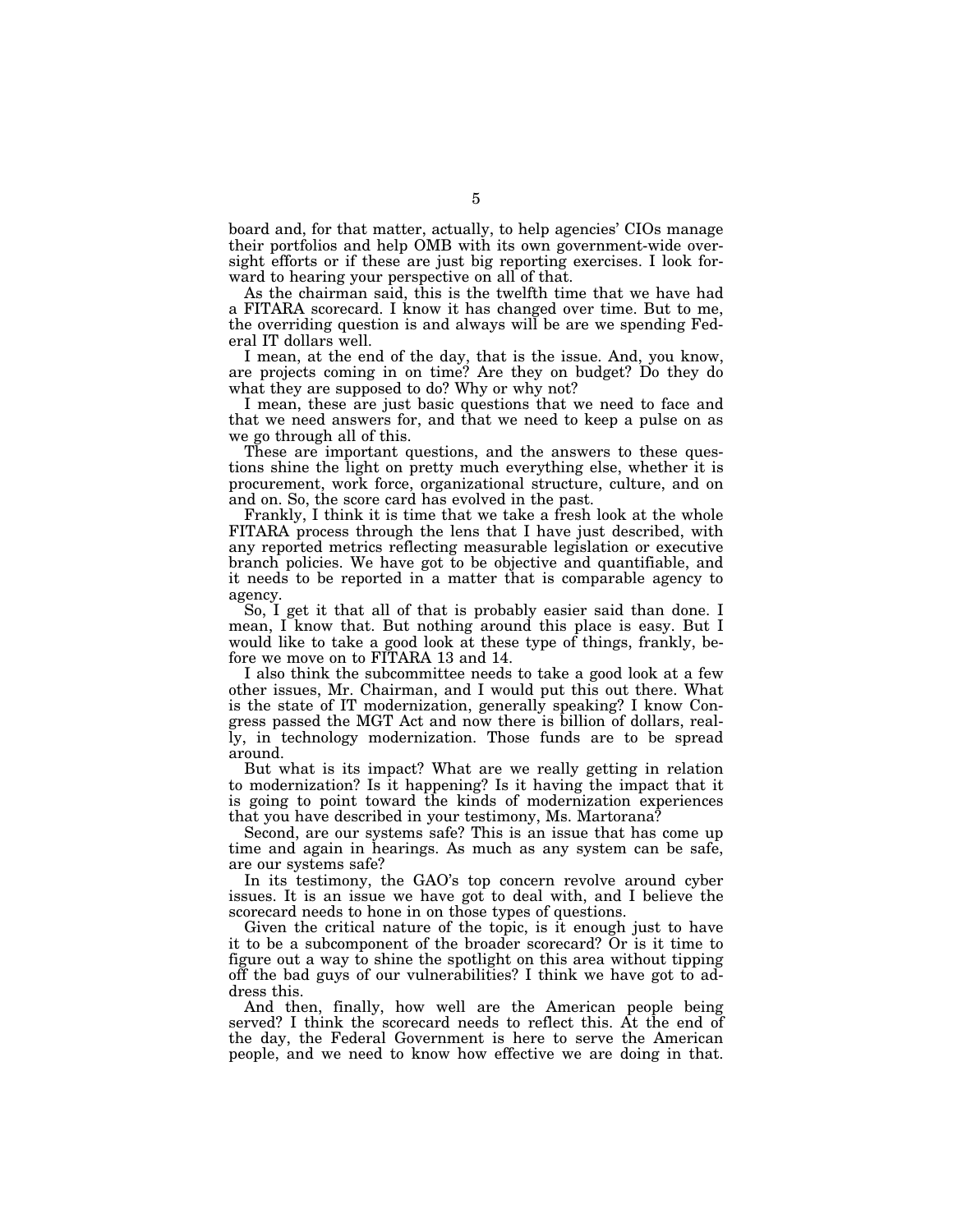board and, for that matter, actually, to help agencies' CIOs manage their portfolios and help OMB with its own government-wide oversight efforts or if these are just big reporting exercises. I look forward to hearing your perspective on all of that.

As the chairman said, this is the twelfth time that we have had a FITARA scorecard. I know it has changed over time. But to me, the overriding question is and always will be are we spending Federal IT dollars well.

I mean, at the end of the day, that is the issue. And, you know, are projects coming in on time? Are they on budget? Do they do what they are supposed to do? Why or why not?

I mean, these are just basic questions that we need to face and that we need answers for, and that we need to keep a pulse on as we go through all of this.

These are important questions, and the answers to these questions shine the light on pretty much everything else, whether it is procurement, work force, organizational structure, culture, and on and on. So, the score card has evolved in the past.

Frankly, I think it is time that we take a fresh look at the whole FITARA process through the lens that I have just described, with any reported metrics reflecting measurable legislation or executive branch policies. We have got to be objective and quantifiable, and it needs to be reported in a matter that is comparable agency to agency.

So, I get it that all of that is probably easier said than done. I mean, I know that. But nothing around this place is easy. But I would like to take a good look at these type of things, frankly, before we move on to FITARA 13 and 14.

I also think the subcommittee needs to take a good look at a few other issues, Mr. Chairman, and I would put this out there. What is the state of IT modernization, generally speaking? I know Congress passed the MGT Act and now there is billion of dollars, really, in technology modernization. Those funds are to be spread around.

But what is its impact? What are we really getting in relation to modernization? Is it happening? Is it having the impact that it is going to point toward the kinds of modernization experiences that you have described in your testimony, Ms. Martorana?

Second, are our systems safe? This is an issue that has come up time and again in hearings. As much as any system can be safe, are our systems safe?

In its testimony, the GAO's top concern revolve around cyber issues. It is an issue we have got to deal with, and I believe the scorecard needs to hone in on those types of questions.

Given the critical nature of the topic, is it enough just to have it to be a subcomponent of the broader scorecard? Or is it time to figure out a way to shine the spotlight on this area without tipping off the bad guys of our vulnerabilities? I think we have got to address this.

And then, finally, how well are the American people being served? I think the scorecard needs to reflect this. At the end of the day, the Federal Government is here to serve the American people, and we need to know how effective we are doing in that.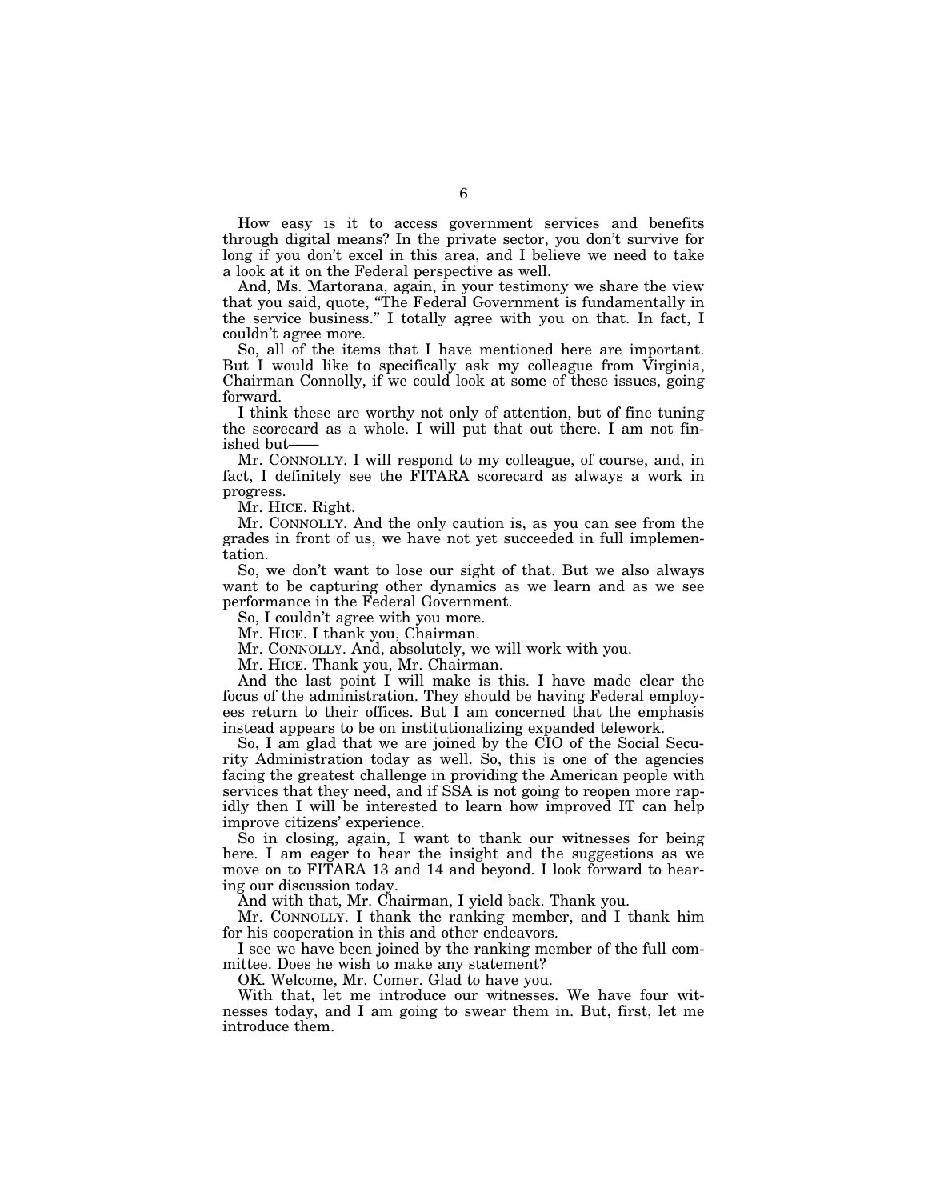How easy is it to access government services and benefits through digital means? In the private sector, you don't survive for long if you don't excel in this area, and I believe we need to take a look at it on the Federal perspective as well.

And, Ms. Martorana, again, in your testimony we share the view that you said, quote, "The Federal Government is fundamentally in the service business." I totally agree with you on that. In fact, I couldn't agree more.

So, all of the items that I have mentioned here are important. But I would like to specifically ask my colleague from Virginia, Chairman Connolly, if we could look at some of these issues, going forward.

I think these are worthy not only of attention, but of fine tuning the scorecard as a whole. I will put that out there. I am not finished but——

Mr. CONNOLLY. I will respond to my colleague, of course, and, in fact, I definitely see the FITARA scorecard as always a work in progress.

Mr. HICE. Right.

Mr. CONNOLLY. And the only caution is, as you can see from the grades in front of us, we have not yet succeeded in full implementation.

So, we don't want to lose our sight of that. But we also always want to be capturing other dynamics as we learn and as we see performance in the Federal Government.

So, I couldn't agree with you more.

Mr. HICE. I thank you, Chairman.

Mr. CONNOLLY. And, absolutely, we will work with you.

Mr. HICE. Thank you, Mr. Chairman.

And the last point I will make is this. I have made clear the focus of the administration. They should be having Federal employees return to their offices. But I am concerned that the emphasis instead appears to be on institutionalizing expanded telework.

So, I am glad that we are joined by the CIO of the Social Security Administration today as well. So, this is one of the agencies facing the greatest challenge in providing the American people with services that they need, and if SSA is not going to reopen more rapidly then I will be interested to learn how improved IT can help improve citizens' experience.

So in closing, again, I want to thank our witnesses for being here. I am eager to hear the insight and the suggestions as we move on to FITARA 13 and 14 and beyond. I look forward to hearing our discussion today.

And with that, Mr. Chairman, I yield back. Thank you.

Mr. CONNOLLY. I thank the ranking member, and I thank him for his cooperation in this and other endeavors.

I see we have been joined by the ranking member of the full committee. Does he wish to make any statement?

OK. Welcome, Mr. Comer. Glad to have you.

With that, let me introduce our witnesses. We have four witnesses today, and I am going to swear them in. But, first, let me introduce them.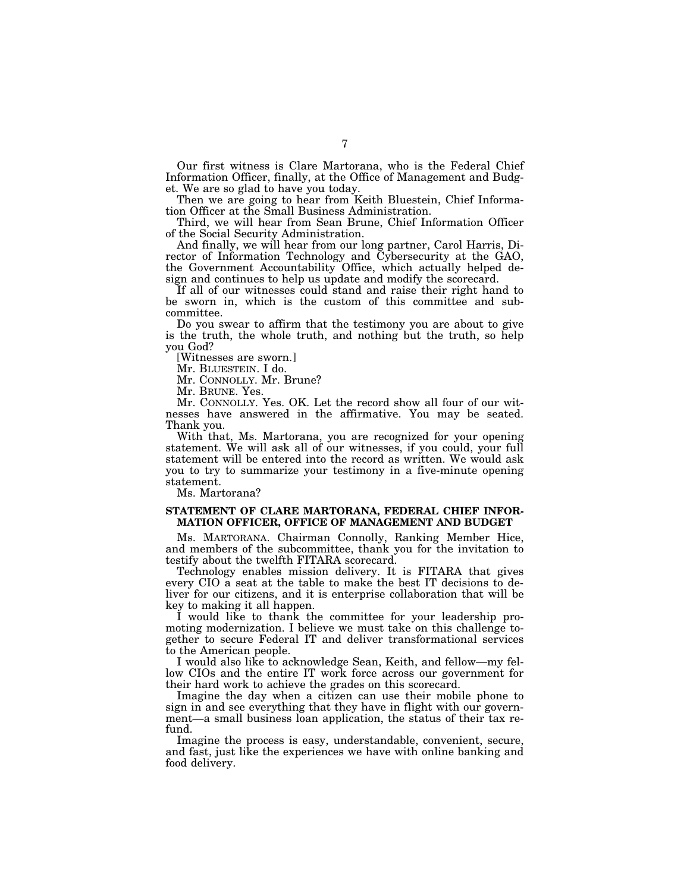Our first witness is Clare Martorana, who is the Federal Chief Information Officer, finally, at the Office of Management and Budget. We are so glad to have you today.

Then we are going to hear from Keith Bluestein, Chief Information Officer at the Small Business Administration.

Third, we will hear from Sean Brune, Chief Information Officer of the Social Security Administration.

And finally, we will hear from our long partner, Carol Harris, Director of Information Technology and Cybersecurity at the GAO, the Government Accountability Office, which actually helped design and continues to help us update and modify the scorecard.

If all of our witnesses could stand and raise their right hand to be sworn in, which is the custom of this committee and subcommittee.

Do you swear to affirm that the testimony you are about to give is the truth, the whole truth, and nothing but the truth, so help you God?

[Witnesses are sworn.]

Mr. BLUESTEIN. I do.

Mr. CONNOLLY. Mr. Brune?

Mr. BRUNE. Yes.

Mr. CONNOLLY. Yes. OK. Let the record show all four of our witnesses have answered in the affirmative. You may be seated. Thank you.

With that, Ms. Martorana, you are recognized for your opening statement. We will ask all of our witnesses, if you could, your full statement will be entered into the record as written. We would ask you to try to summarize your testimony in a five-minute opening statement.

Ms. Martorana?

**STATEMENT OF CLARE MARTORANA, FEDERAL CHIEF INFORMATION OFFICER, OFFICE OF MANAGEMENT AND BUDGET**

Ms. MARTORANA. Chairman Connolly, Ranking Member Hice, and members of the subcommittee, thank you for the invitation to testify about the twelfth FITARA scorecard.

Technology enables mission delivery. It is FITARA that gives every CIO a seat at the table to make the best IT decisions to deliver for our citizens, and it is enterprise collaboration that will be key to making it all happen.

I would like to thank the committee for your leadership promoting modernization. I believe we must take on this challenge together to secure Federal IT and deliver transformational services to the American people.

I would also like to acknowledge Sean, Keith, and fellow—my fellow CIOs and the entire IT work force across our government for their hard work to achieve the grades on this scorecard.

Imagine the day when a citizen can use their mobile phone to sign in and see everything that they have in flight with our government—a small business loan application, the status of their tax refund.

Imagine the process is easy, understandable, convenient, secure, and fast, just like the experiences we have with online banking and food delivery.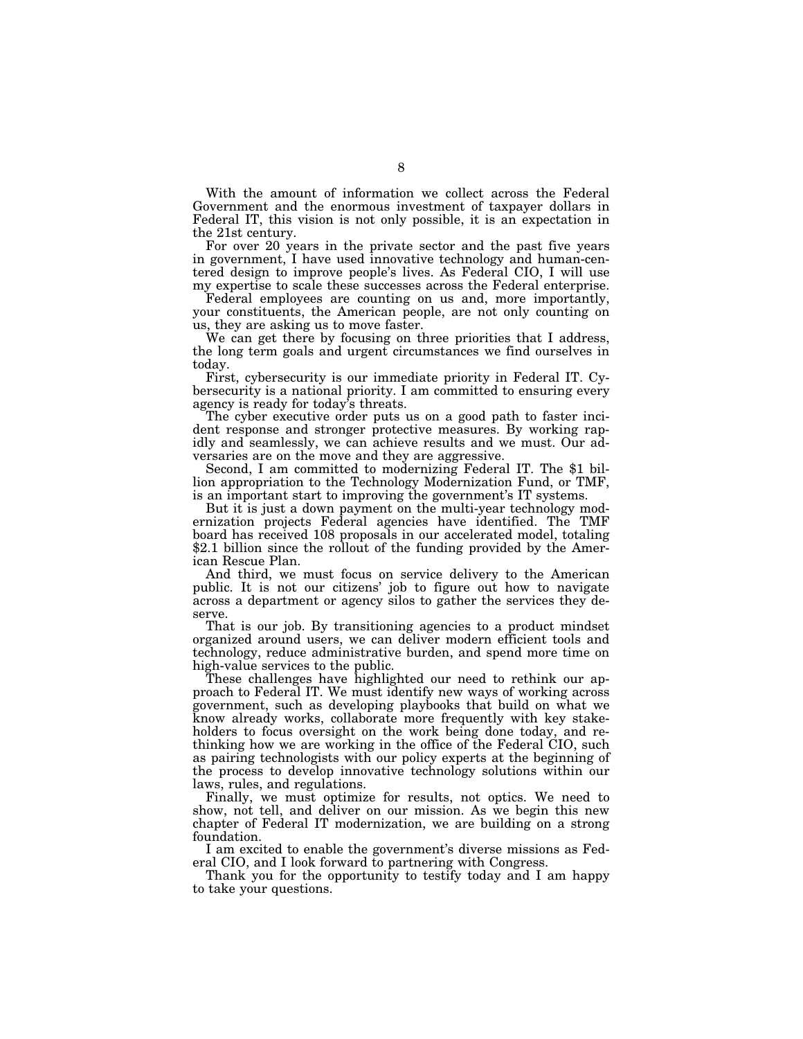With the amount of information we collect across the Federal Government and the enormous investment of taxpayer dollars in Federal IT, this vision is not only possible, it is an expectation in the 21st century.

For over 20 years in the private sector and the past five years in government, I have used innovative technology and human-centered design to improve people's lives. As Federal CIO, I will use my expertise to scale these successes across the Federal enterprise.

Federal employees are counting on us and, more importantly, your constituents, the American people, are not only counting on us, they are asking us to move faster.

We can get there by focusing on three priorities that I address, the long term goals and urgent circumstances we find ourselves in today.

First, cybersecurity is our immediate priority in Federal IT. Cybersecurity is a national priority. I am committed to ensuring every agency is ready for today's threats.

The cyber executive order puts us on a good path to faster incident response and stronger protective measures. By working rapidly and seamlessly, we can achieve results and we must. Our adversaries are on the move and they are aggressive.

Second, I am committed to modernizing Federal IT. The $1 billion appropriation to the Technology Modernization Fund, or TMF, is an important start to improving the government's IT systems.

But it is just a down payment on the multi-year technology modernization projects Federal agencies have identified. The TMF board has received 108 proposals in our accelerated model, totaling $2.1 billion since the rollout of the funding provided by the American Rescue Plan.

And third, we must focus on service delivery to the American public. It is not our citizens' job to figure out how to navigate across a department or agency silos to gather the services they deserve.

That is our job. By transitioning agencies to a product mindset organized around users, we can deliver modern efficient tools and technology, reduce administrative burden, and spend more time on high-value services to the public.

These challenges have highlighted our need to rethink our approach to Federal IT. We must identify new ways of working across government, such as developing playbooks that build on what we know already works, collaborate more frequently with key stakeholders to focus oversight on the work being done today, and rethinking how we are working in the office of the Federal CIO, such as pairing technologists with our policy experts at the beginning of the process to develop innovative technology solutions within our laws, rules, and regulations.

Finally, we must optimize for results, not optics. We need to show, not tell, and deliver on our mission. As we begin this new chapter of Federal IT modernization, we are building on a strong foundation.

I am excited to enable the government's diverse missions as Federal CIO, and I look forward to partnering with Congress.

Thank you for the opportunity to testify today and I am happy to take your questions.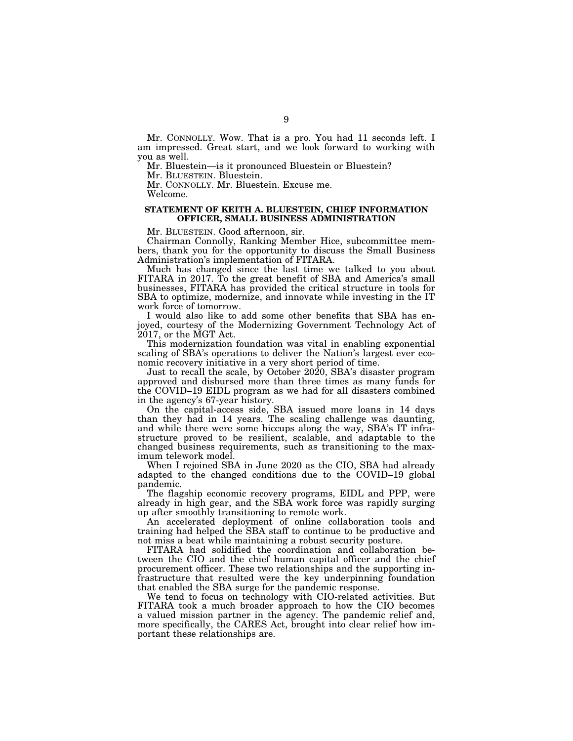Mr. CONNOLLY. Wow. That is a pro. You had 11 seconds left. I am impressed. Great start, and we look forward to working with you as well.

Mr. Bluestein—is it pronounced Bluestein or Bluestein?

Mr. BLUESTEIN. Bluestein.

Mr. CONNOLLY. Mr. Bluestein. Excuse me.

Welcome.

## STATEMENT OF KEITH A. BLUESTEIN, CHIEF INFORMATION OFFICER, SMALL BUSINESS ADMINISTRATION

Mr. BLUESTEIN. Good afternoon, sir.

Chairman Connolly, Ranking Member Hice, subcommittee members, thank you for the opportunity to discuss the Small Business Administration's implementation of FITARA.

Much has changed since the last time we talked to you about FITARA in 2017. To the great benefit of SBA and America's small businesses, FITARA has provided the critical structure in tools for SBA to optimize, modernize, and innovate while investing in the IT work force of tomorrow.

I would also like to add some other benefits that SBA has enjoyed, courtesy of the Modernizing Government Technology Act of 2017, or the MGT Act.

This modernization foundation was vital in enabling exponential scaling of SBA's operations to deliver the Nation's largest ever economic recovery initiative in a very short period of time.

Just to recall the scale, by October 2020, SBA's disaster program approved and disbursed more than three times as many funds for the COVID–19 EIDL program as we had for all disasters combined in the agency's 67-year history.

On the capital-access side, SBA issued more loans in 14 days than they had in 14 years. The scaling challenge was daunting, and while there were some hiccups along the way, SBA's IT infrastructure proved to be resilient, scalable, and adaptable to the changed business requirements, such as transitioning to the maximum telework model.

When I rejoined SBA in June 2020 as the CIO, SBA had already adapted to the changed conditions due to the COVID–19 global pandemic.

The flagship economic recovery programs, EIDL and PPP, were already in high gear, and the SBA work force was rapidly surging up after smoothly transitioning to remote work.

An accelerated deployment of online collaboration tools and training had helped the SBA staff to continue to be productive and not miss a beat while maintaining a robust security posture.

FITARA had solidified the coordination and collaboration between the CIO and the chief human capital officer and the chief procurement officer. These two relationships and the supporting infrastructure that resulted were the key underpinning foundation that enabled the SBA surge for the pandemic response.

We tend to focus on technology with CIO-related activities. But FITARA took a much broader approach to how the CIO becomes a valued mission partner in the agency. The pandemic relief and, more specifically, the CARES Act, brought into clear relief how important these relationships are.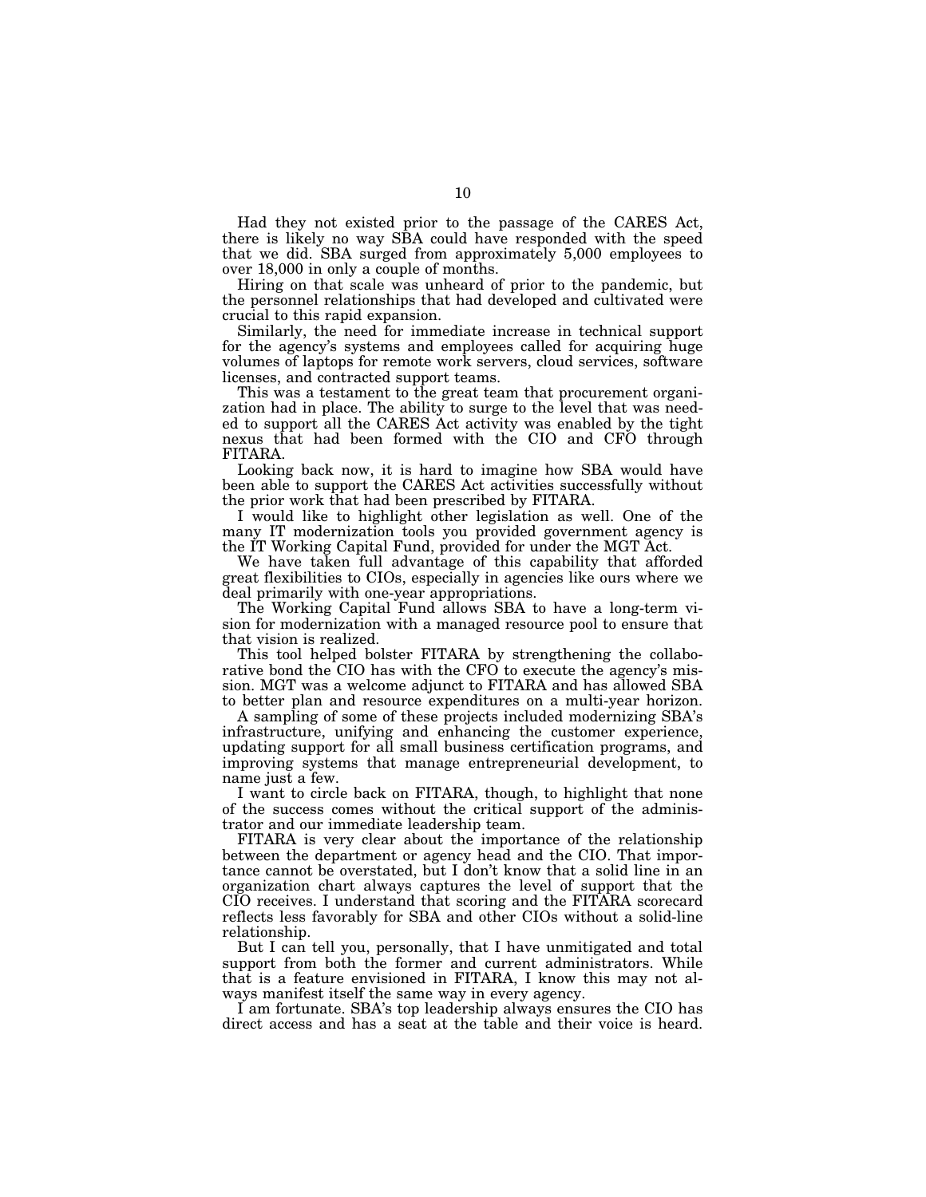Had they not existed prior to the passage of the CARES Act, there is likely no way SBA could have responded with the speed that we did. SBA surged from approximately 5,000 employees to over 18,000 in only a couple of months.

Hiring on that scale was unheard of prior to the pandemic, but the personnel relationships that had developed and cultivated were crucial to this rapid expansion.

Similarly, the need for immediate increase in technical support for the agency's systems and employees called for acquiring huge volumes of laptops for remote work servers, cloud services, software licenses, and contracted support teams.

This was a testament to the great team that procurement organization had in place. The ability to surge to the level that was needed to support all the CARES Act activity was enabled by the tight nexus that had been formed with the CIO and CFO through FITARA.

Looking back now, it is hard to imagine how SBA would have been able to support the CARES Act activities successfully without the prior work that had been prescribed by FITARA.

I would like to highlight other legislation as well. One of the many IT modernization tools you provided government agency is the IT Working Capital Fund, provided for under the MGT Act.

We have taken full advantage of this capability that afforded great flexibilities to CIOs, especially in agencies like ours where we deal primarily with one-year appropriations.

The Working Capital Fund allows SBA to have a long-term vision for modernization with a managed resource pool to ensure that that vision is realized.

This tool helped bolster FITARA by strengthening the collaborative bond the CIO has with the CFO to execute the agency's mission. MGT was a welcome adjunct to FITARA and has allowed SBA to better plan and resource expenditures on a multi-year horizon.

A sampling of some of these projects included modernizing SBA's infrastructure, unifying and enhancing the customer experience, updating support for all small business certification programs, and improving systems that manage entrepreneurial development, to name just a few.

I want to circle back on FITARA, though, to highlight that none of the success comes without the critical support of the administrator and our immediate leadership team.

FITARA is very clear about the importance of the relationship between the department or agency head and the CIO. That importance cannot be overstated, but I don't know that a solid line in an organization chart always captures the level of support that the CIO receives. I understand that scoring and the FITARA scorecard reflects less favorably for SBA and other CIOs without a solid-line relationship.

But I can tell you, personally, that I have unmitigated and total support from both the former and current administrators. While that is a feature envisioned in FITARA, I know this may not always manifest itself the same way in every agency.

I am fortunate. SBA's top leadership always ensures the CIO has direct access and has a seat at the table and their voice is heard.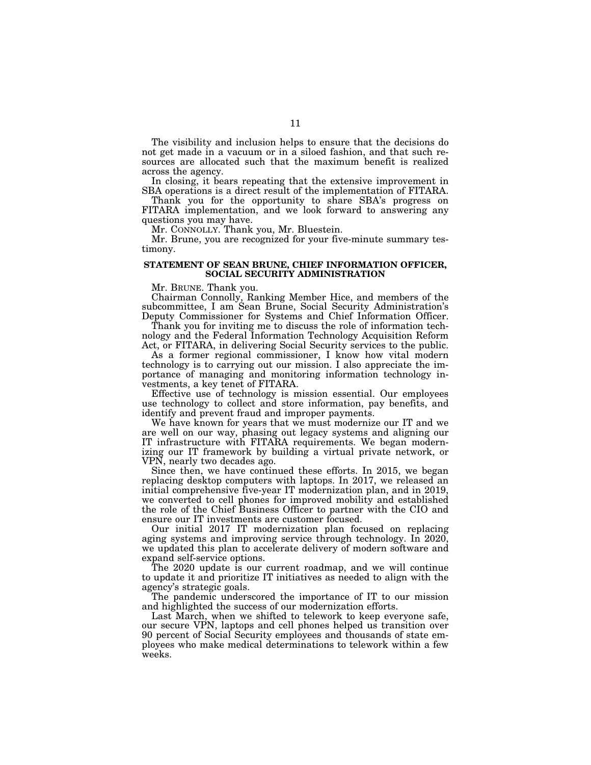The visibility and inclusion helps to ensure that the decisions do not get made in a vacuum or in a siloed fashion, and that such resources are allocated such that the maximum benefit is realized across the agency.

In closing, it bears repeating that the extensive improvement in SBA operations is a direct result of the implementation of FITARA.

Thank you for the opportunity to share SBA's progress on FITARA implementation, and we look forward to answering any questions you may have.

Mr. CONNOLLY. Thank you, Mr. Bluestein.

Mr. Brune, you are recognized for your five-minute summary testimony.

### STATEMENT OF SEAN BRUNE, CHIEF INFORMATION OFFICER, SOCIAL SECURITY ADMINISTRATION

Mr. BRUNE. Thank you.

Chairman Connolly, Ranking Member Hice, and members of the subcommittee, I am Sean Brune, Social Security Administration's Deputy Commissioner for Systems and Chief Information Officer.

Thank you for inviting me to discuss the role of information technology and the Federal Information Technology Acquisition Reform Act, or FITARA, in delivering Social Security services to the public.

As a former regional commissioner, I know how vital modern technology is to carrying out our mission. I also appreciate the importance of managing and monitoring information technology investments, a key tenet of FITARA.

Effective use of technology is mission essential. Our employees use technology to collect and store information, pay benefits, and identify and prevent fraud and improper payments.

We have known for years that we must modernize our IT and we are well on our way, phasing out legacy systems and aligning our IT infrastructure with FITARA requirements. We began modernizing our IT framework by building a virtual private network, or VPN, nearly two decades ago.

Since then, we have continued these efforts. In 2015, we began replacing desktop computers with laptops. In 2017, we released an initial comprehensive five-year IT modernization plan, and in 2019, we converted to cell phones for improved mobility and established the role of the Chief Business Officer to partner with the CIO and ensure our IT investments are customer focused.

Our initial 2017 IT modernization plan focused on replacing aging systems and improving service through technology. In 2020, we updated this plan to accelerate delivery of modern software and expand self-service options.

The 2020 update is our current roadmap, and we will continue to update it and prioritize IT initiatives as needed to align with the agency's strategic goals.

The pandemic underscored the importance of IT to our mission and highlighted the success of our modernization efforts.

Last March, when we shifted to telework to keep everyone safe, our secure VPN, laptops and cell phones helped us transition over 90 percent of Social Security employees and thousands of state employees who make medical determinations to telework within a few weeks.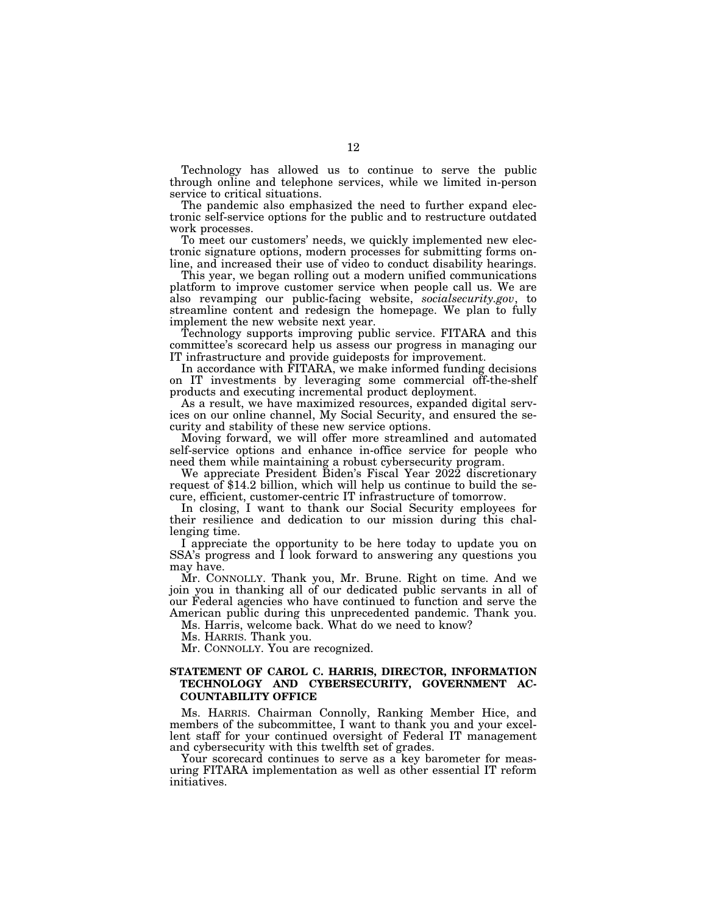Technology has allowed us to continue to serve the public through online and telephone services, while we limited in-person service to critical situations.

The pandemic also emphasized the need to further expand electronic self-service options for the public and to restructure outdated work processes.

To meet our customers' needs, we quickly implemented new electronic signature options, modern processes for submitting forms online, and increased their use of video to conduct disability hearings.

This year, we began rolling out a modern unified communications platform to improve customer service when people call us. We are also revamping our public-facing website, *socialsecurity.gov*, to streamline content and redesign the homepage. We plan to fully implement the new website next year.

Technology supports improving public service. FITARA and this committee's scorecard help us assess our progress in managing our IT infrastructure and provide guideposts for improvement.

In accordance with FITARA, we make informed funding decisions on IT investments by leveraging some commercial off-the-shelf products and executing incremental product deployment.

As a result, we have maximized resources, expanded digital services on our online channel, My Social Security, and ensured the security and stability of these new service options.

Moving forward, we will offer more streamlined and automated self-service options and enhance in-office service for people who need them while maintaining a robust cybersecurity program.

We appreciate President Biden's Fiscal Year 2022 discretionary request of $14.2 billion, which will help us continue to build the secure, efficient, customer-centric IT infrastructure of tomorrow.

In closing, I want to thank our Social Security employees for their resilience and dedication to our mission during this challenging time.

I appreciate the opportunity to be here today to update you on SSA's progress and I look forward to answering any questions you may have.

Mr. CONNOLLY. Thank you, Mr. Brune. Right on time. And we join you in thanking all of our dedicated public servants in all of our Federal agencies who have continued to function and serve the American public during this unprecedented pandemic. Thank you.

Ms. Harris, welcome back. What do we need to know?

Ms. HARRIS. Thank you.

Mr. CONNOLLY. You are recognized.

**STATEMENT OF CAROL C. HARRIS, DIRECTOR, INFORMATION TECHNOLOGY AND CYBERSECURITY, GOVERNMENT ACCOUNTABILITY OFFICE**

Ms. HARRIS. Chairman Connolly, Ranking Member Hice, and members of the subcommittee, I want to thank you and your excellent staff for your continued oversight of Federal IT management and cybersecurity with this twelfth set of grades.

Your scorecard continues to serve as a key barometer for measuring FITARA implementation as well as other essential IT reform initiatives.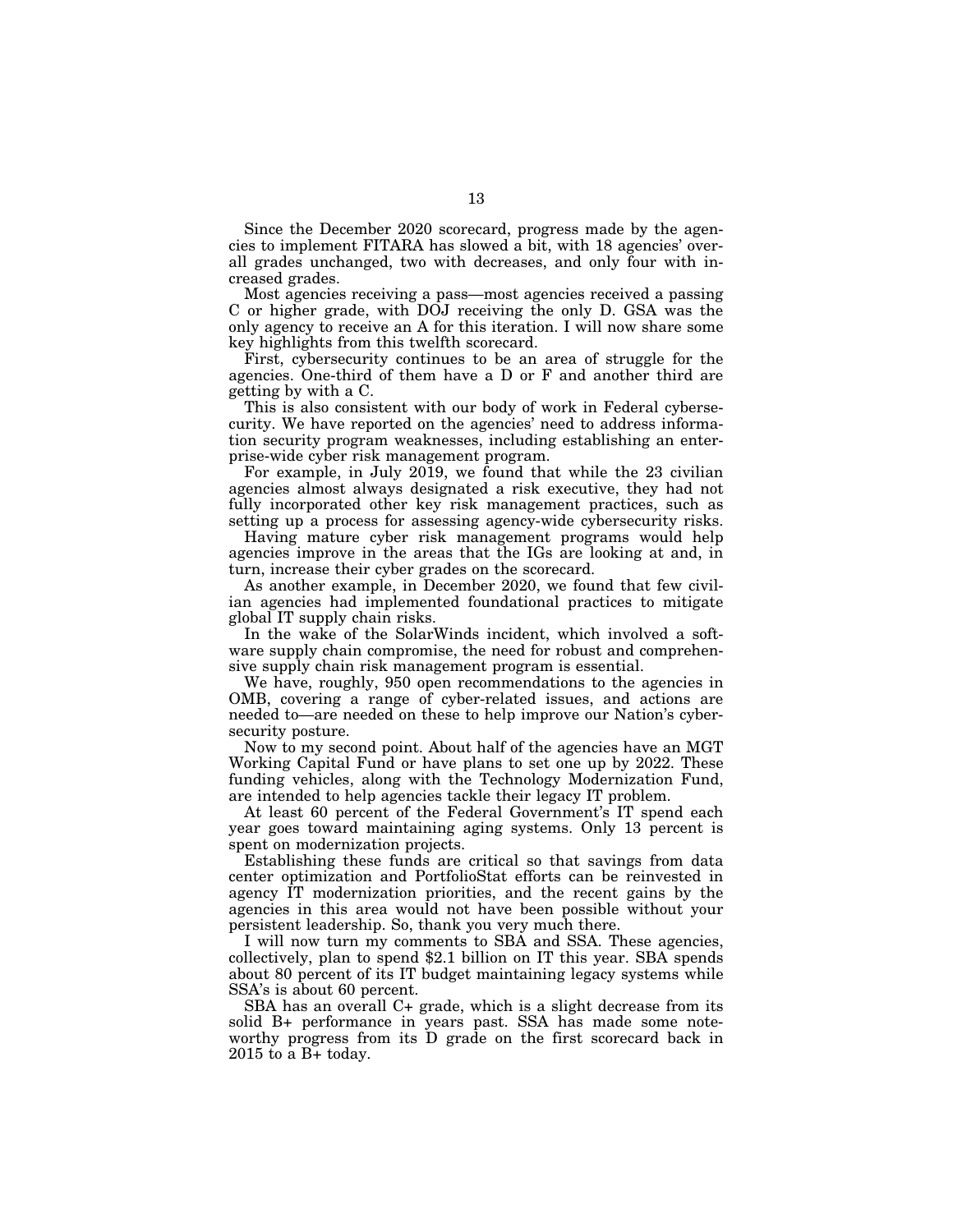Since the December 2020 scorecard, progress made by the agencies to implement FITARA has slowed a bit, with 18 agencies' overall grades unchanged, two with decreases, and only four with increased grades.

Most agencies receiving a pass—most agencies received a passing C or higher grade, with DOJ receiving the only D. GSA was the only agency to receive an A for this iteration. I will now share some key highlights from this twelfth scorecard.

First, cybersecurity continues to be an area of struggle for the agencies. One-third of them have a D or F and another third are getting by with a C.

This is also consistent with our body of work in Federal cybersecurity. We have reported on the agencies' need to address information security program weaknesses, including establishing an enterprise-wide cyber risk management program.

For example, in July 2019, we found that while the 23 civilian agencies almost always designated a risk executive, they had not fully incorporated other key risk management practices, such as setting up a process for assessing agency-wide cybersecurity risks.

Having mature cyber risk management programs would help agencies improve in the areas that the IGs are looking at and, in turn, increase their cyber grades on the scorecard.

As another example, in December 2020, we found that few civilian agencies had implemented foundational practices to mitigate global IT supply chain risks.

In the wake of the SolarWinds incident, which involved a software supply chain compromise, the need for robust and comprehensive supply chain risk management program is essential.

We have, roughly, 950 open recommendations to the agencies in OMB, covering a range of cyber-related issues, and actions are needed to—are needed on these to help improve our Nation's cybersecurity posture.

Now to my second point. About half of the agencies have an MGT Working Capital Fund or have plans to set one up by 2022. These funding vehicles, along with the Technology Modernization Fund, are intended to help agencies tackle their legacy IT problem.

At least 60 percent of the Federal Government's IT spend each year goes toward maintaining aging systems. Only 13 percent is spent on modernization projects.

Establishing these funds are critical so that savings from data center optimization and PortfolioStat efforts can be reinvested in agency IT modernization priorities, and the recent gains by the agencies in this area would not have been possible without your persistent leadership. So, thank you very much there.

I will now turn my comments to SBA and SSA. These agencies, collectively, plan to spend $2.1 billion on IT this year. SBA spends about 80 percent of its IT budget maintaining legacy systems while SSA's is about 60 percent.

SBA has an overall C+ grade, which is a slight decrease from its solid B+ performance in years past. SSA has made some noteworthy progress from its D grade on the first scorecard back in 2015 to a B+ today.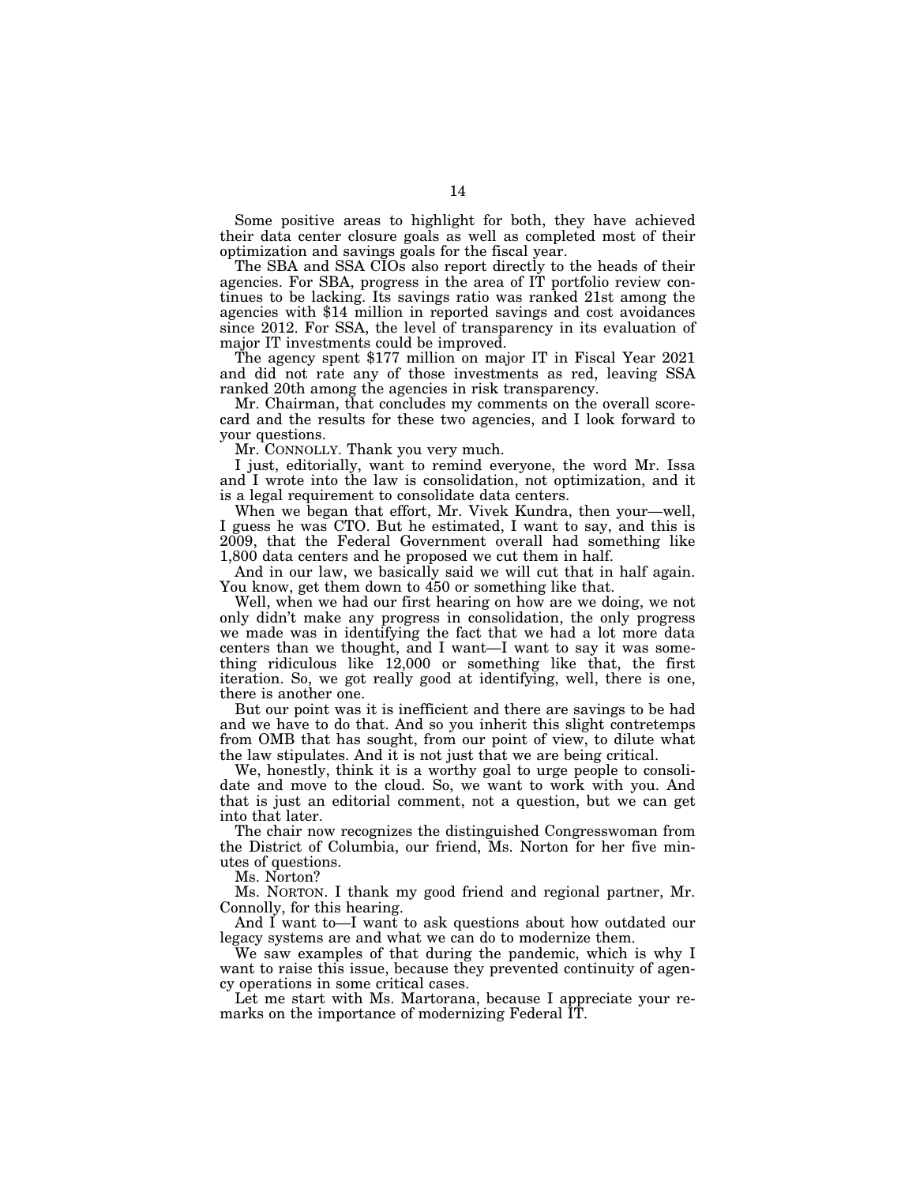Some positive areas to highlight for both, they have achieved their data center closure goals as well as completed most of their optimization and savings goals for the fiscal year.

The SBA and SSA CIOs also report directly to the heads of their agencies. For SBA, progress in the area of IT portfolio review continues to be lacking. Its savings ratio was ranked 21st among the agencies with $14 million in reported savings and cost avoidances since 2012. For SSA, the level of transparency in its evaluation of major IT investments could be improved.

The agency spent $177 million on major IT in Fiscal Year 2021 and did not rate any of those investments as red, leaving SSA ranked 20th among the agencies in risk transparency.

Mr. Chairman, that concludes my comments on the overall scorecard and the results for these two agencies, and I look forward to your questions.

Mr. CONNOLLY. Thank you very much.

I just, editorially, want to remind everyone, the word Mr. Issa and I wrote into the law is consolidation, not optimization, and it is a legal requirement to consolidate data centers.

When we began that effort, Mr. Vivek Kundra, then your—well, I guess he was CTO. But he estimated, I want to say, and this is 2009, that the Federal Government overall had something like 1,800 data centers and he proposed we cut them in half.

And in our law, we basically said we will cut that in half again. You know, get them down to 450 or something like that.

Well, when we had our first hearing on how are we doing, we not only didn't make any progress in consolidation, the only progress we made was in identifying the fact that we had a lot more data centers than we thought, and I want—I want to say it was something ridiculous like 12,000 or something like that, the first iteration. So, we got really good at identifying, well, there is one, there is another one.

But our point was it is inefficient and there are savings to be had and we have to do that. And so you inherit this slight contretemps from OMB that has sought, from our point of view, to dilute what the law stipulates. And it is not just that we are being critical.

We, honestly, think it is a worthy goal to urge people to consolidate and move to the cloud. So, we want to work with you. And that is just an editorial comment, not a question, but we can get into that later.

The chair now recognizes the distinguished Congresswoman from the District of Columbia, our friend, Ms. Norton for her five minutes of questions.

Ms. Norton?

Ms. NORTON. I thank my good friend and regional partner, Mr. Connolly, for this hearing.

And I want to—I want to ask questions about how outdated our legacy systems are and what we can do to modernize them.

We saw examples of that during the pandemic, which is why I want to raise this issue, because they prevented continuity of agency operations in some critical cases.

Let me start with Ms. Martorana, because I appreciate your remarks on the importance of modernizing Federal IT.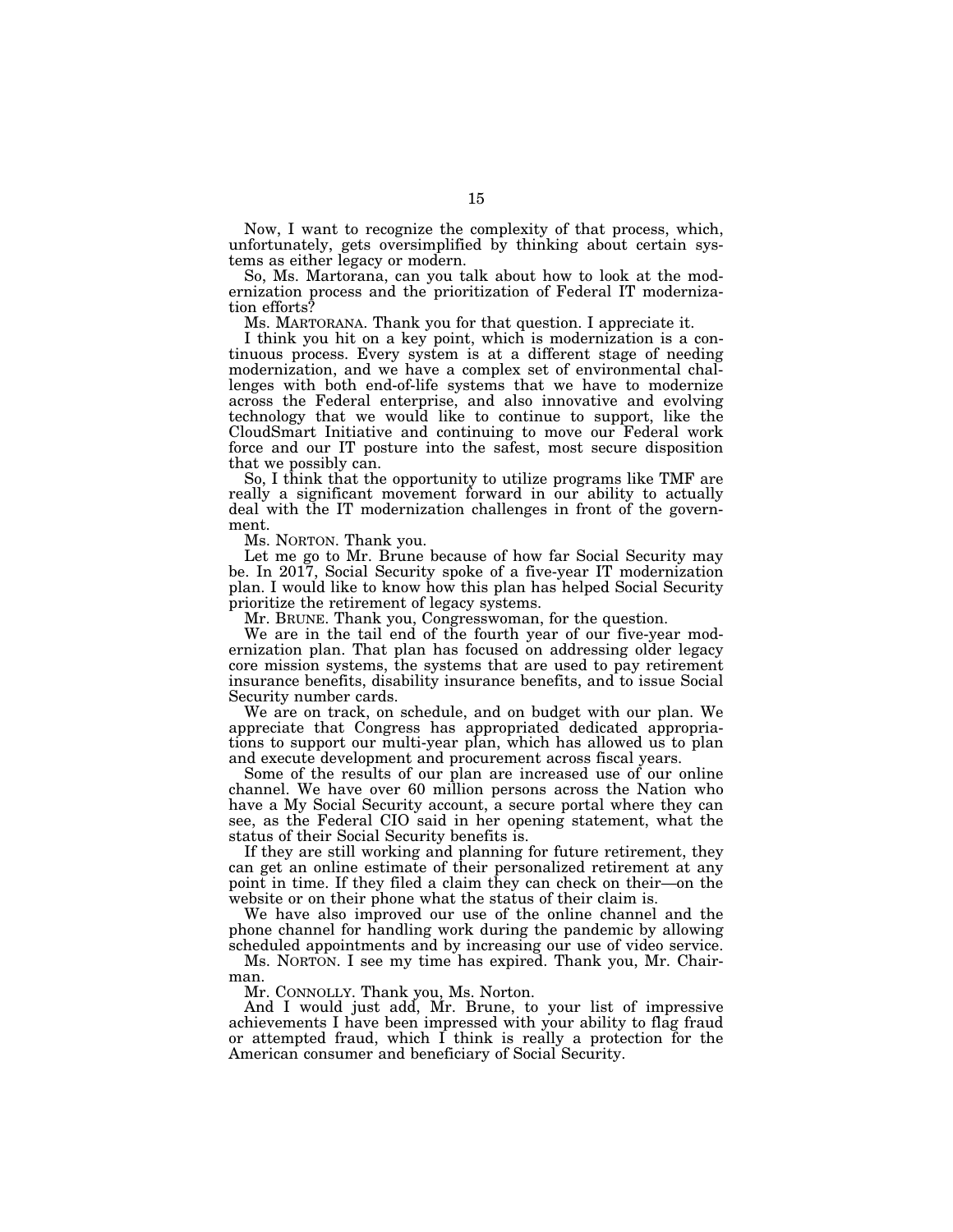Now, I want to recognize the complexity of that process, which, unfortunately, gets oversimplified by thinking about certain systems as either legacy or modern.

So, Ms. Martorana, can you talk about how to look at the modernization process and the prioritization of Federal IT modernization efforts?

Ms. MARTORANA. Thank you for that question. I appreciate it.

I think you hit on a key point, which is modernization is a continuous process. Every system is at a different stage of needing modernization, and we have a complex set of environmental challenges with both end-of-life systems that we have to modernize across the Federal enterprise, and also innovative and evolving technology that we would like to continue to support, like the CloudSmart Initiative and continuing to move our Federal work force and our IT posture into the safest, most secure disposition that we possibly can.

So, I think that the opportunity to utilize programs like TMF are really a significant movement forward in our ability to actually deal with the IT modernization challenges in front of the government.

Ms. NORTON. Thank you.

Let me go to Mr. Brune because of how far Social Security may be. In 2017, Social Security spoke of a five-year IT modernization plan. I would like to know how this plan has helped Social Security prioritize the retirement of legacy systems.

Mr. BRUNE. Thank you, Congresswoman, for the question.

We are in the tail end of the fourth year of our five-year modernization plan. That plan has focused on addressing older legacy core mission systems, the systems that are used to pay retirement insurance benefits, disability insurance benefits, and to issue Social Security number cards.

We are on track, on schedule, and on budget with our plan. We appreciate that Congress has appropriated dedicated appropriations to support our multi-year plan, which has allowed us to plan and execute development and procurement across fiscal years.

Some of the results of our plan are increased use of our online channel. We have over 60 million persons across the Nation who have a My Social Security account, a secure portal where they can see, as the Federal CIO said in her opening statement, what the status of their Social Security benefits is.

If they are still working and planning for future retirement, they can get an online estimate of their personalized retirement at any point in time. If they filed a claim they can check on their—on the website or on their phone what the status of their claim is.

We have also improved our use of the online channel and the phone channel for handling work during the pandemic by allowing scheduled appointments and by increasing our use of video service.

Ms. NORTON. I see my time has expired. Thank you, Mr. Chairman.

Mr. CONNOLLY. Thank you, Ms. Norton.

And I would just add, Mr. Brune, to your list of impressive achievements I have been impressed with your ability to flag fraud or attempted fraud, which I think is really a protection for the American consumer and beneficiary of Social Security.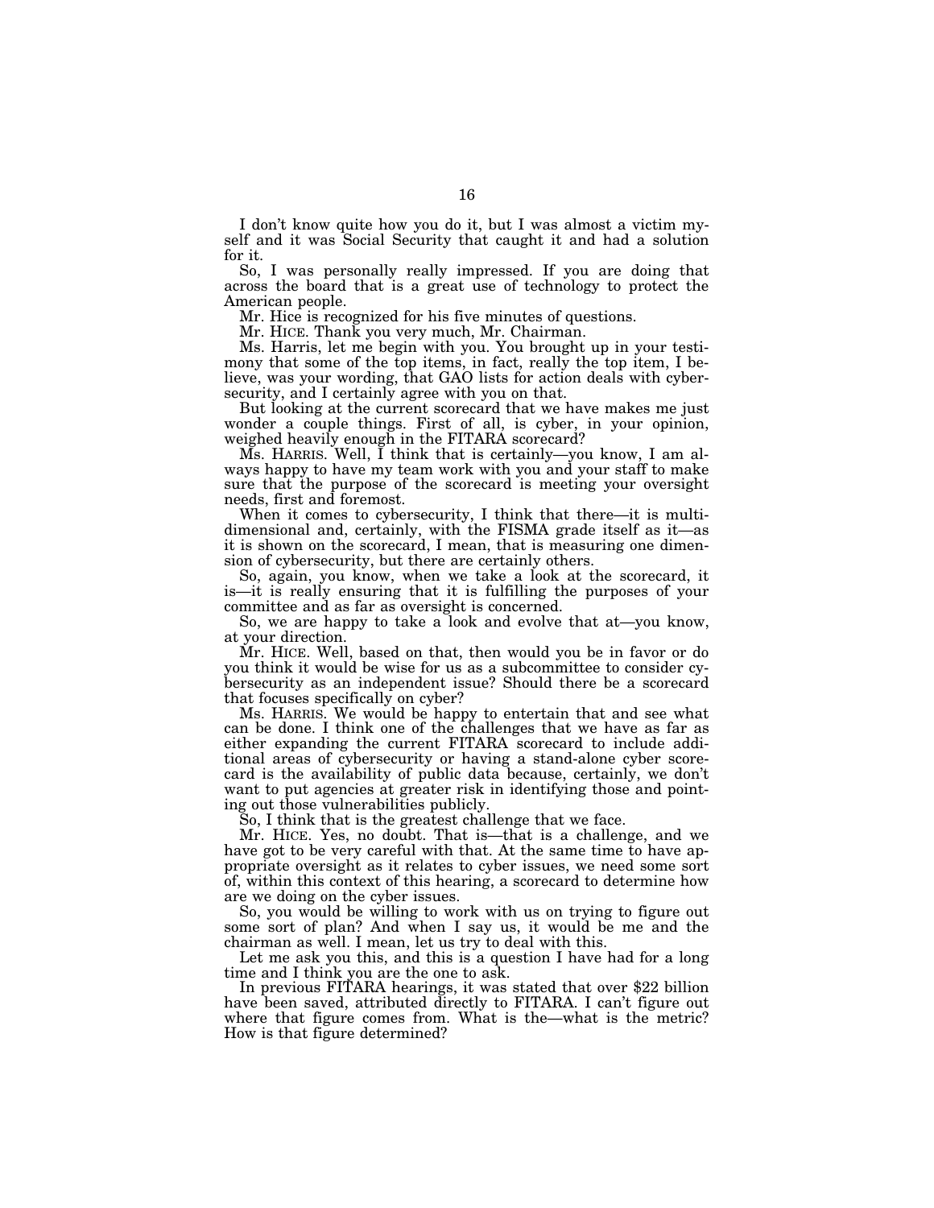I don't know quite how you do it, but I was almost a victim myself and it was Social Security that caught it and had a solution for it.

So, I was personally really impressed. If you are doing that across the board that is a great use of technology to protect the American people.

Mr. Hice is recognized for his five minutes of questions.

Mr. HICE. Thank you very much, Mr. Chairman.

Ms. Harris, let me begin with you. You brought up in your testimony that some of the top items, in fact, really the top item, I believe, was your wording, that GAO lists for action deals with cybersecurity, and I certainly agree with you on that.

But looking at the current scorecard that we have makes me just wonder a couple things. First of all, is cyber, in your opinion, weighed heavily enough in the FITARA scorecard?

Ms. HARRIS. Well, I think that is certainly—you know, I am always happy to have my team work with you and your staff to make sure that the purpose of the scorecard is meeting your oversight needs, first and foremost.

When it comes to cybersecurity, I think that there—it is multidimensional and, certainly, with the FISMA grade itself as it—as it is shown on the scorecard, I mean, that is measuring one dimension of cybersecurity, but there are certainly others.

So, again, you know, when we take a look at the scorecard, it is—it is really ensuring that it is fulfilling the purposes of your committee and as far as oversight is concerned.

So, we are happy to take a look and evolve that at—you know, at your direction.

Mr. HICE. Well, based on that, then would you be in favor or do you think it would be wise for us as a subcommittee to consider cybersecurity as an independent issue? Should there be a scorecard that focuses specifically on cyber?

Ms. HARRIS. We would be happy to entertain that and see what can be done. I think one of the challenges that we have as far as either expanding the current FITARA scorecard to include additional areas of cybersecurity or having a stand-alone cyber scorecard is the availability of public data because, certainly, we don't want to put agencies at greater risk in identifying those and pointing out those vulnerabilities publicly.

So, I think that is the greatest challenge that we face.

Mr. HICE. Yes, no doubt. That is—that is a challenge, and we have got to be very careful with that. At the same time to have appropriate oversight as it relates to cyber issues, we need some sort of, within this context of this hearing, a scorecard to determine how are we doing on the cyber issues.

So, you would be willing to work with us on trying to figure out some sort of plan? And when I say us, it would be me and the chairman as well. I mean, let us try to deal with this.

Let me ask you this, and this is a question I have had for a long time and I think you are the one to ask.

In previous FITARA hearings, it was stated that over $22 billion have been saved, attributed directly to FITARA. I can't figure out where that figure comes from. What is the—what is the metric? How is that figure determined?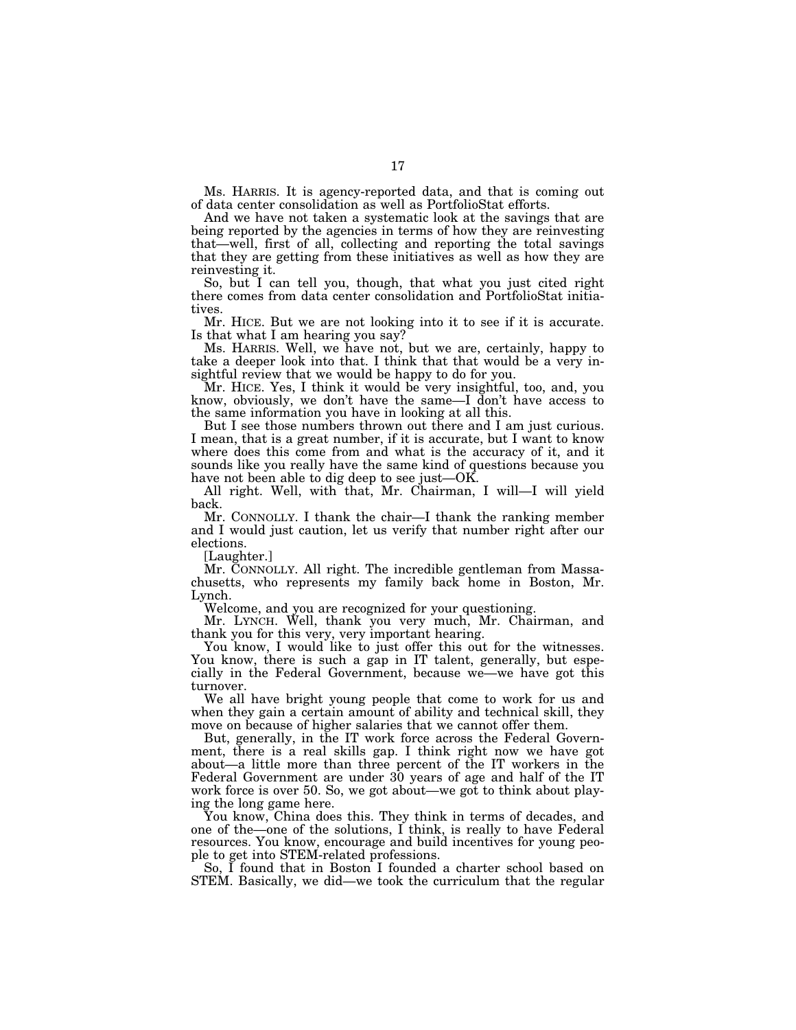Ms. HARRIS. It is agency-reported data, and that is coming out of data center consolidation as well as PortfolioStat efforts.

And we have not taken a systematic look at the savings that are being reported by the agencies in terms of how they are reinvesting that—well, first of all, collecting and reporting the total savings that they are getting from these initiatives as well as how they are reinvesting it.

So, but I can tell you, though, that what you just cited right there comes from data center consolidation and PortfolioStat initiatives.

Mr. HICE. But we are not looking into it to see if it is accurate. Is that what I am hearing you say?

Ms. HARRIS. Well, we have not, but we are, certainly, happy to take a deeper look into that. I think that that would be a very insightful review that we would be happy to do for you.

Mr. HICE. Yes, I think it would be very insightful, too, and, you know, obviously, we don't have the same—I don't have access to the same information you have in looking at all this.

But I see those numbers thrown out there and I am just curious. I mean, that is a great number, if it is accurate, but I want to know where does this come from and what is the accuracy of it, and it sounds like you really have the same kind of questions because you have not been able to dig deep to see just—OK.

All right. Well, with that, Mr. Chairman, I will—I will yield back.

Mr. CONNOLLY. I thank the chair—I thank the ranking member and I would just caution, let us verify that number right after our elections.

[Laughter.]

Mr. CONNOLLY. All right. The incredible gentleman from Massachusetts, who represents my family back home in Boston, Mr. Lynch.

Welcome, and you are recognized for your questioning.

Mr. LYNCH. Well, thank you very much, Mr. Chairman, and thank you for this very, very important hearing.

You know, I would like to just offer this out for the witnesses. You know, there is such a gap in IT talent, generally, but especially in the Federal Government, because we—we have got this turnover.

We all have bright young people that come to work for us and when they gain a certain amount of ability and technical skill, they move on because of higher salaries that we cannot offer them.

But, generally, in the IT work force across the Federal Government, there is a real skills gap. I think right now we have got about—a little more than three percent of the IT workers in the Federal Government are under 30 years of age and half of the IT work force is over 50. So, we got about—we got to think about playing the long game here.

You know, China does this. They think in terms of decades, and one of the—one of the solutions, I think, is really to have Federal resources. You know, encourage and build incentives for young people to get into STEM-related professions.

So, I found that in Boston I founded a charter school based on STEM. Basically, we did—we took the curriculum that the regular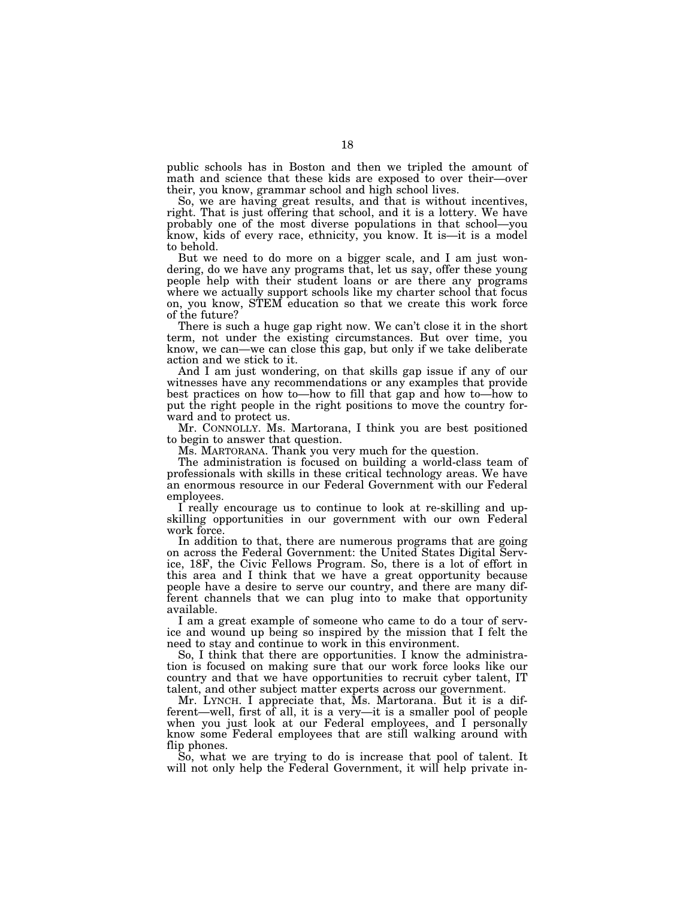public schools has in Boston and then we tripled the amount of math and science that these kids are exposed to over their—over their, you know, grammar school and high school lives.

So, we are having great results, and that is without incentives, right. That is just offering that school, and it is a lottery. We have probably one of the most diverse populations in that school—you know, kids of every race, ethnicity, you know. It is—it is a model to behold.

But we need to do more on a bigger scale, and I am just wondering, do we have any programs that, let us say, offer these young people help with their student loans or are there any programs where we actually support schools like my charter school that focus on, you know, STEM education so that we create this work force of the future?

There is such a huge gap right now. We can't close it in the short term, not under the existing circumstances. But over time, you know, we can—we can close this gap, but only if we take deliberate action and we stick to it.

And I am just wondering, on that skills gap issue if any of our witnesses have any recommendations or any examples that provide best practices on how to—how to fill that gap and how to—how to put the right people in the right positions to move the country forward and to protect us.

Mr. CONNOLLY. Ms. Martorana, I think you are best positioned to begin to answer that question.

Ms. MARTORANA. Thank you very much for the question.

The administration is focused on building a world-class team of professionals with skills in these critical technology areas. We have an enormous resource in our Federal Government with our Federal employees.

I really encourage us to continue to look at re-skilling and up-skilling opportunities in our government with our own Federal work force.

In addition to that, there are numerous programs that are going on across the Federal Government: the United States Digital Service, 18F, the Civic Fellows Program. So, there is a lot of effort in this area and I think that we have a great opportunity because people have a desire to serve our country, and there are many different channels that we can plug into to make that opportunity available.

I am a great example of someone who came to do a tour of service and wound up being so inspired by the mission that I felt the need to stay and continue to work in this environment.

So, I think that there are opportunities. I know the administration is focused on making sure that our work force looks like our country and that we have opportunities to recruit cyber talent, IT talent, and other subject matter experts across our government.

Mr. LYNCH. I appreciate that, Ms. Martorana. But it is a different—well, first of all, it is a very—it is a smaller pool of people when you just look at our Federal employees, and I personally know some Federal employees that are still walking around with flip phones.

So, what we are trying to do is increase that pool of talent. It will not only help the Federal Government, it will help private in-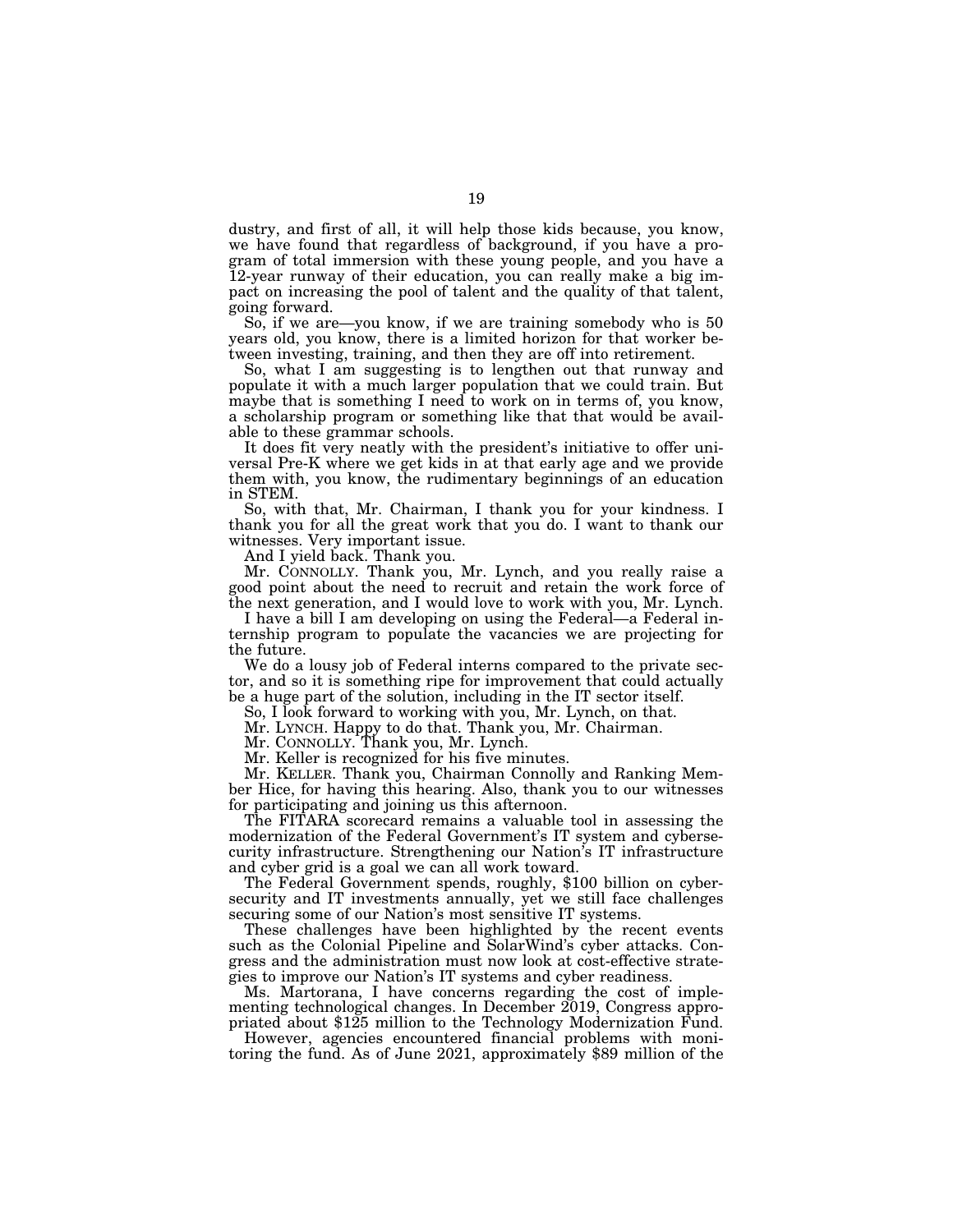dustry, and first of all, it will help those kids because, you know, we have found that regardless of background, if you have a program of total immersion with these young people, and you have a 12-year runway of their education, you can really make a big impact on increasing the pool of talent and the quality of that talent, going forward.

So, if we are—you know, if we are training somebody who is 50 years old, you know, there is a limited horizon for that worker between investing, training, and then they are off into retirement.

So, what I am suggesting is to lengthen out that runway and populate it with a much larger population that we could train. But maybe that is something I need to work on in terms of, you know, a scholarship program or something like that that would be available to these grammar schools.

It does fit very neatly with the president's initiative to offer universal Pre-K where we get kids in at that early age and we provide them with, you know, the rudimentary beginnings of an education in STEM.

So, with that, Mr. Chairman, I thank you for your kindness. I thank you for all the great work that you do. I want to thank our witnesses. Very important issue.

And I yield back. Thank you.

Mr. CONNOLLY. Thank you, Mr. Lynch, and you really raise a good point about the need to recruit and retain the work force of the next generation, and I would love to work with you, Mr. Lynch.

I have a bill I am developing on using the Federal—a Federal internship program to populate the vacancies we are projecting for the future.

We do a lousy job of Federal interns compared to the private sector, and so it is something ripe for improvement that could actually be a huge part of the solution, including in the IT sector itself.

So, I look forward to working with you, Mr. Lynch, on that.

Mr. LYNCH. Happy to do that. Thank you, Mr. Chairman.

Mr. CONNOLLY. Thank you, Mr. Lynch.

Mr. Keller is recognized for his five minutes.

Mr. KELLER. Thank you, Chairman Connolly and Ranking Member Hice, for having this hearing. Also, thank you to our witnesses for participating and joining us this afternoon.

The FITARA scorecard remains a valuable tool in assessing the modernization of the Federal Government's IT system and cybersecurity infrastructure. Strengthening our Nation's IT infrastructure and cyber grid is a goal we can all work toward.

The Federal Government spends, roughly, $100 billion on cybersecurity and IT investments annually, yet we still face challenges securing some of our Nation's most sensitive IT systems.

These challenges have been highlighted by the recent events such as the Colonial Pipeline and SolarWind's cyber attacks. Congress and the administration must now look at cost-effective strategies to improve our Nation's IT systems and cyber readiness.

Ms. Martorana, I have concerns regarding the cost of implementing technological changes. In December 2019, Congress appropriated about $125 million to the Technology Modernization Fund.

However, agencies encountered financial problems with monitoring the fund. As of June 2021, approximately $89 million of the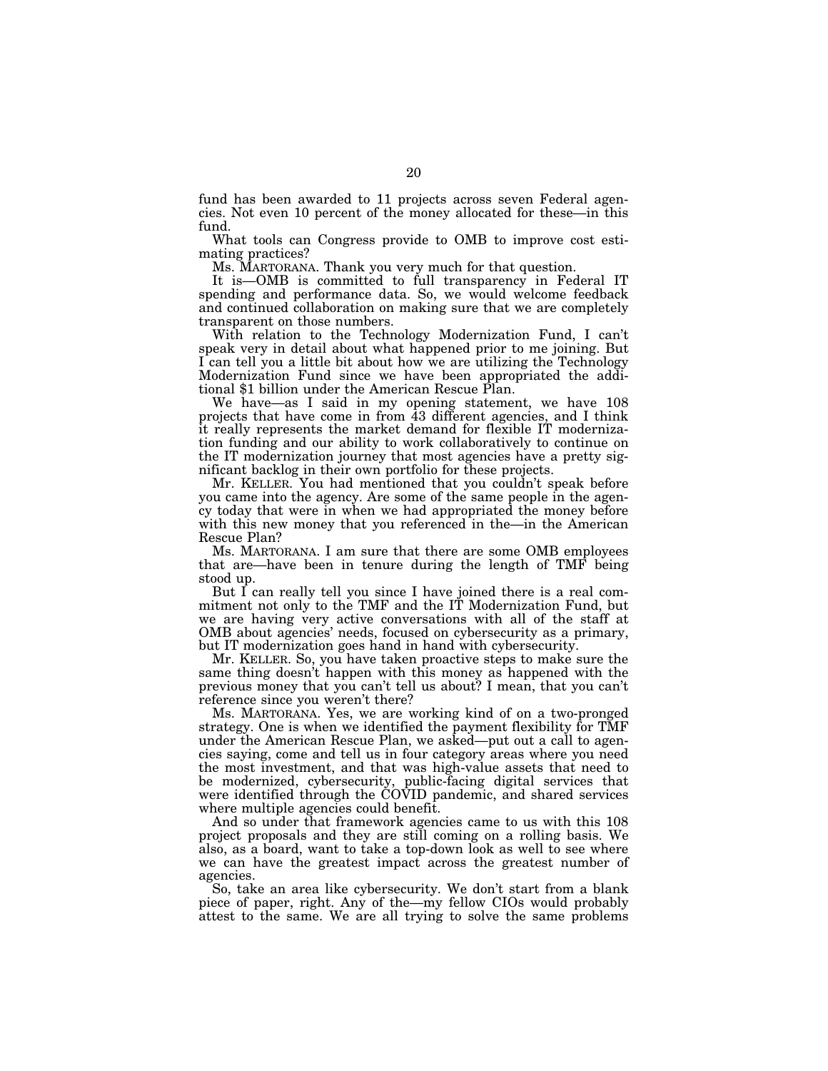fund has been awarded to 11 projects across seven Federal agencies. Not even 10 percent of the money allocated for these—in this fund.

What tools can Congress provide to OMB to improve cost estimating practices?

Ms. MARTORANA. Thank you very much for that question.

It is—OMB is committed to full transparency in Federal IT spending and performance data. So, we would welcome feedback and continued collaboration on making sure that we are completely transparent on those numbers.

With relation to the Technology Modernization Fund, I can't speak very in detail about what happened prior to me joining. But I can tell you a little bit about how we are utilizing the Technology Modernization Fund since we have been appropriated the additional $1 billion under the American Rescue Plan.

We have—as I said in my opening statement, we have 108 projects that have come in from 43 different agencies, and I think it really represents the market demand for flexible IT modernization funding and our ability to work collaboratively to continue on the IT modernization journey that most agencies have a pretty significant backlog in their own portfolio for these projects.

Mr. KELLER. You had mentioned that you couldn't speak before you came into the agency. Are some of the same people in the agency today that were in when we had appropriated the money before with this new money that you referenced in the—in the American Rescue Plan?

Ms. MARTORANA. I am sure that there are some OMB employees that are—have been in tenure during the length of TMF being stood up.

But I can really tell you since I have joined there is a real commitment not only to the TMF and the IT Modernization Fund, but we are having very active conversations with all of the staff at OMB about agencies' needs, focused on cybersecurity as a primary, but IT modernization goes hand in hand with cybersecurity.

Mr. KELLER. So, you have taken proactive steps to make sure the same thing doesn't happen with this money as happened with the previous money that you can't tell us about? I mean, that you can't reference since you weren't there?

Ms. MARTORANA. Yes, we are working kind of on a two-pronged strategy. One is when we identified the payment flexibility for TMF under the American Rescue Plan, we asked—put out a call to agencies saying, come and tell us in four category areas where you need the most investment, and that was high-value assets that need to be modernized, cybersecurity, public-facing digital services that were identified through the COVID pandemic, and shared services where multiple agencies could benefit.

And so under that framework agencies came to us with this 108 project proposals and they are still coming on a rolling basis. We also, as a board, want to take a top-down look as well to see where we can have the greatest impact across the greatest number of agencies.

So, take an area like cybersecurity. We don't start from a blank piece of paper, right. Any of the—my fellow CIOs would probably attest to the same. We are all trying to solve the same problems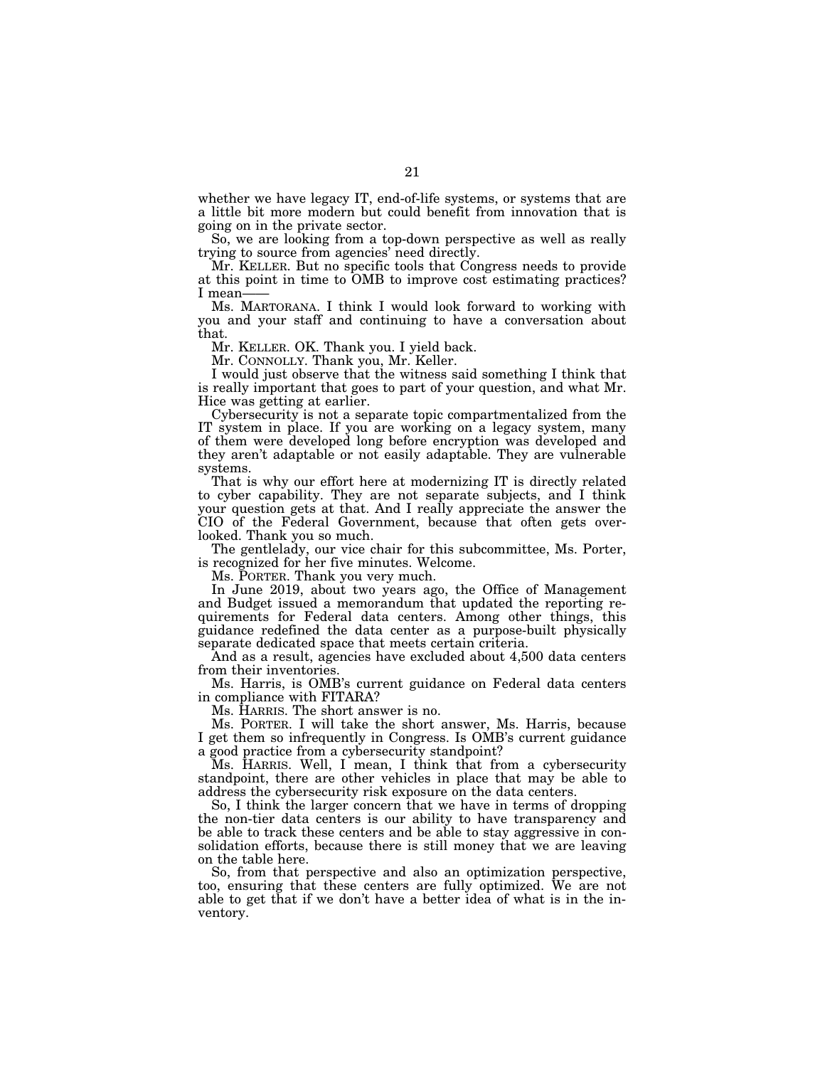whether we have legacy IT, end-of-life systems, or systems that are a little bit more modern but could benefit from innovation that is going on in the private sector.

So, we are looking from a top-down perspective as well as really trying to source from agencies' need directly.

Mr. KELLER. But no specific tools that Congress needs to provide at this point in time to OMB to improve cost estimating practices? I mean——

Ms. MARTORANA. I think I would look forward to working with you and your staff and continuing to have a conversation about that.

Mr. KELLER. OK. Thank you. I yield back.

Mr. CONNOLLY. Thank you, Mr. Keller.

I would just observe that the witness said something I think that is really important that goes to part of your question, and what Mr. Hice was getting at earlier.

Cybersecurity is not a separate topic compartmentalized from the IT system in place. If you are working on a legacy system, many of them were developed long before encryption was developed and they aren't adaptable or not easily adaptable. They are vulnerable systems.

That is why our effort here at modernizing IT is directly related to cyber capability. They are not separate subjects, and I think your question gets at that. And I really appreciate the answer the CIO of the Federal Government, because that often gets overlooked. Thank you so much.

The gentlelady, our vice chair for this subcommittee, Ms. Porter, is recognized for her five minutes. Welcome.

Ms. PORTER. Thank you very much.

In June 2019, about two years ago, the Office of Management and Budget issued a memorandum that updated the reporting requirements for Federal data centers. Among other things, this guidance redefined the data center as a purpose-built physically separate dedicated space that meets certain criteria.

And as a result, agencies have excluded about 4,500 data centers from their inventories.

Ms. Harris, is OMB's current guidance on Federal data centers in compliance with FITARA?

Ms. HARRIS. The short answer is no.

Ms. PORTER. I will take the short answer, Ms. Harris, because I get them so infrequently in Congress. Is OMB's current guidance a good practice from a cybersecurity standpoint?

Ms. HARRIS. Well, I mean, I think that from a cybersecurity standpoint, there are other vehicles in place that may be able to address the cybersecurity risk exposure on the data centers.

So, I think the larger concern that we have in terms of dropping the non-tier data centers is our ability to have transparency and be able to track these centers and be able to stay aggressive in consolidation efforts, because there is still money that we are leaving on the table here.

So, from that perspective and also an optimization perspective, too, ensuring that these centers are fully optimized. We are not able to get that if we don't have a better idea of what is in the inventory.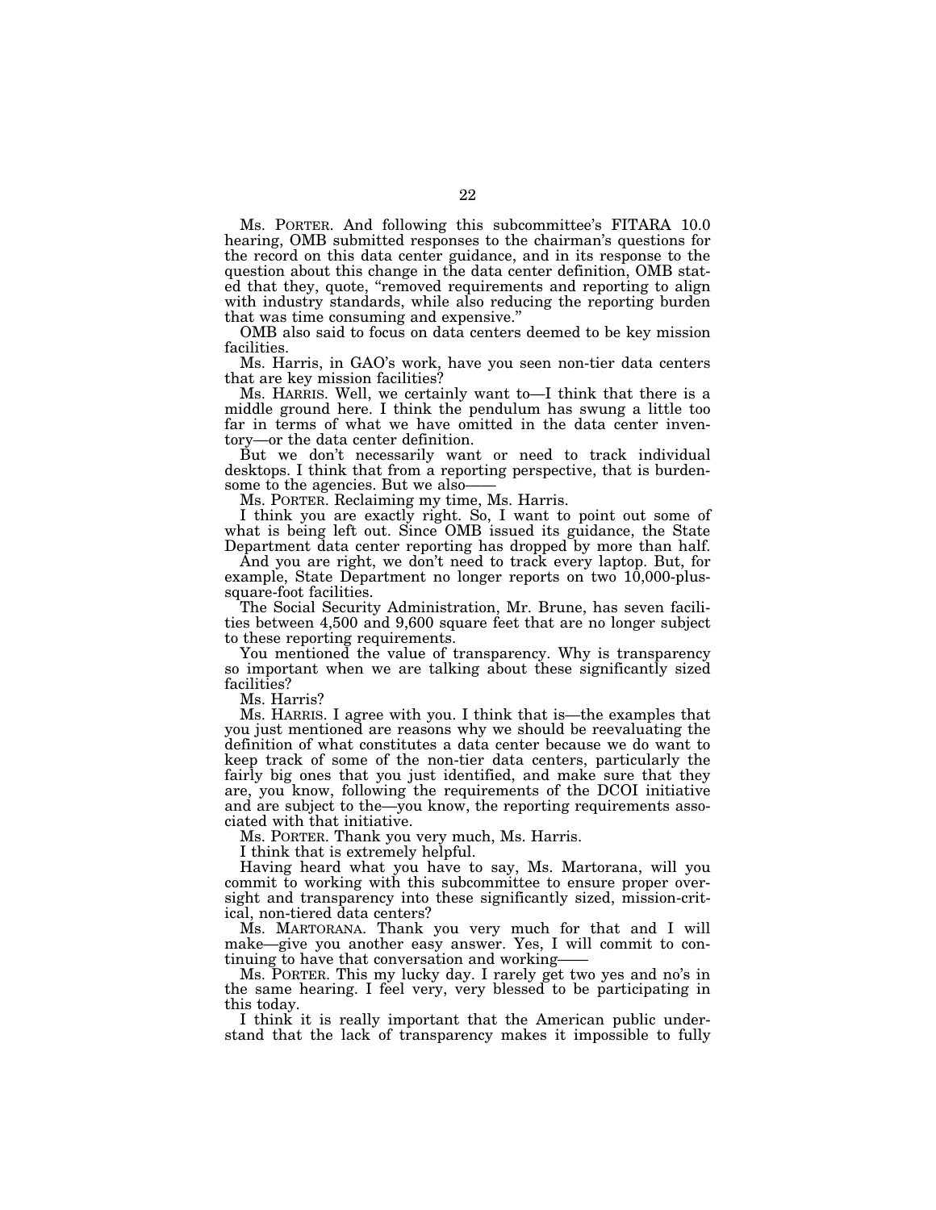Ms. PORTER. And following this subcommittee's FITARA 10.0 hearing, OMB submitted responses to the chairman's questions for the record on this data center guidance, and in its response to the question about this change in the data center definition, OMB stated that they, quote, "removed requirements and reporting to align with industry standards, while also reducing the reporting burden that was time consuming and expensive."

OMB also said to focus on data centers deemed to be key mission facilities.

Ms. Harris, in GAO's work, have you seen non-tier data centers that are key mission facilities?

Ms. HARRIS. Well, we certainly want to—I think that there is a middle ground here. I think the pendulum has swung a little too far in terms of what we have omitted in the data center inventory—or the data center definition.

But we don't necessarily want or need to track individual desktops. I think that from a reporting perspective, that is burdensome to the agencies. But we also——

Ms. PORTER. Reclaiming my time, Ms. Harris.

I think you are exactly right. So, I want to point out some of what is being left out. Since OMB issued its guidance, the State Department data center reporting has dropped by more than half.

And you are right, we don't need to track every laptop. But, for example, State Department no longer reports on two 10,000-plus-square-foot facilities.

The Social Security Administration, Mr. Brune, has seven facilities between 4,500 and 9,600 square feet that are no longer subject to these reporting requirements.

You mentioned the value of transparency. Why is transparency so important when we are talking about these significantly sized facilities?

Ms. Harris?

Ms. HARRIS. I agree with you. I think that is—the examples that you just mentioned are reasons why we should be reevaluating the definition of what constitutes a data center because we do want to keep track of some of the non-tier data centers, particularly the fairly big ones that you just identified, and make sure that they are, you know, following the requirements of the DCOI initiative and are subject to the—you know, the reporting requirements associated with that initiative.

Ms. PORTER. Thank you very much, Ms. Harris.

I think that is extremely helpful.

Having heard what you have to say, Ms. Martorana, will you commit to working with this subcommittee to ensure proper oversight and transparency into these significantly sized, mission-critical, non-tiered data centers?

Ms. MARTORANA. Thank you very much for that and I will make—give you another easy answer. Yes, I will commit to continuing to have that conversation and working——

Ms. PORTER. This my lucky day. I rarely get two yes and no's in the same hearing. I feel very, very blessed to be participating in this today.

I think it is really important that the American public understand that the lack of transparency makes it impossible to fully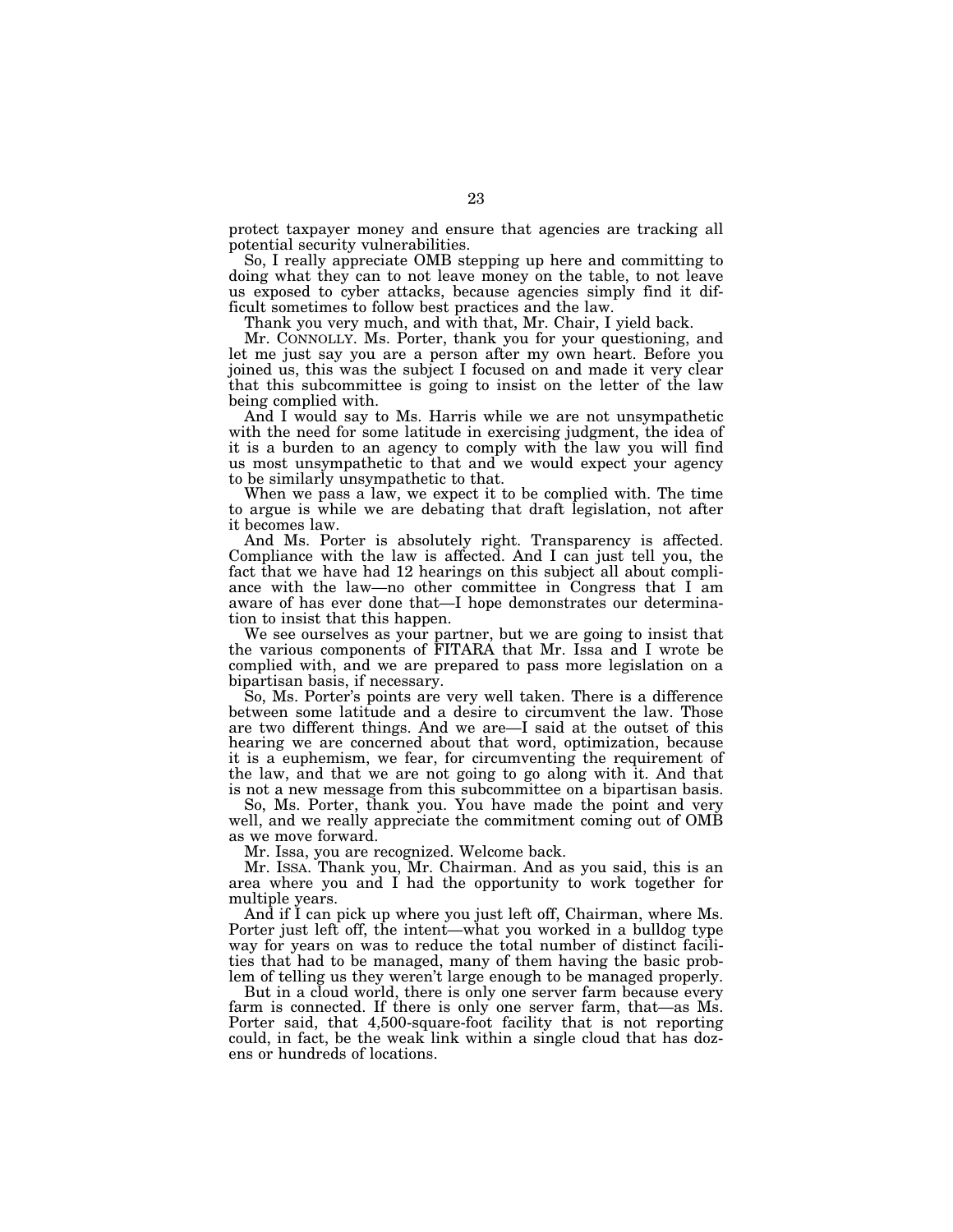protect taxpayer money and ensure that agencies are tracking all potential security vulnerabilities.

So, I really appreciate OMB stepping up here and committing to doing what they can to not leave money on the table, to not leave us exposed to cyber attacks, because agencies simply find it difficult sometimes to follow best practices and the law.

Thank you very much, and with that, Mr. Chair, I yield back.

Mr. CONNOLLY. Ms. Porter, thank you for your questioning, and let me just say you are a person after my own heart. Before you joined us, this was the subject I focused on and made it very clear that this subcommittee is going to insist on the letter of the law being complied with.

And I would say to Ms. Harris while we are not unsympathetic with the need for some latitude in exercising judgment, the idea of it is a burden to an agency to comply with the law you will find us most unsympathetic to that and we would expect your agency to be similarly unsympathetic to that.

When we pass a law, we expect it to be complied with. The time to argue is while we are debating that draft legislation, not after it becomes law.

And Ms. Porter is absolutely right. Transparency is affected. Compliance with the law is affected. And I can just tell you, the fact that we have had 12 hearings on this subject all about compliance with the law—no other committee in Congress that I am aware of has ever done that—I hope demonstrates our determination to insist that this happen.

We see ourselves as your partner, but we are going to insist that the various components of FITARA that Mr. Issa and I wrote be complied with, and we are prepared to pass more legislation on a bipartisan basis, if necessary.

So, Ms. Porter's points are very well taken. There is a difference between some latitude and a desire to circumvent the law. Those are two different things. And we are—I said at the outset of this hearing we are concerned about that word, optimization, because it is a euphemism, we fear, for circumventing the requirement of the law, and that we are not going to go along with it. And that is not a new message from this subcommittee on a bipartisan basis.

So, Ms. Porter, thank you. You have made the point and very well, and we really appreciate the commitment coming out of OMB as we move forward.

Mr. Issa, you are recognized. Welcome back.

Mr. ISSA. Thank you, Mr. Chairman. And as you said, this is an area where you and I had the opportunity to work together for multiple years.

And if I can pick up where you just left off, Chairman, where Ms. Porter just left off, the intent—what you worked in a bulldog type way for years on was to reduce the total number of distinct facilities that had to be managed, many of them having the basic problem of telling us they weren't large enough to be managed properly.

But in a cloud world, there is only one server farm because every farm is connected. If there is only one server farm, that—as Ms. Porter said, that 4,500-square-foot facility that is not reporting could, in fact, be the weak link within a single cloud that has dozens or hundreds of locations.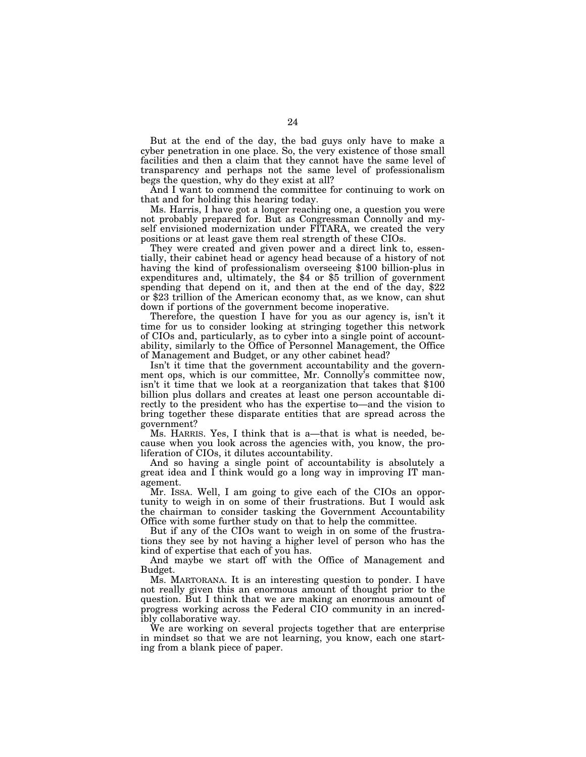But at the end of the day, the bad guys only have to make a cyber penetration in one place. So, the very existence of those small facilities and then a claim that they cannot have the same level of transparency and perhaps not the same level of professionalism begs the question, why do they exist at all?

And I want to commend the committee for continuing to work on that and for holding this hearing today.

Ms. Harris, I have got a longer reaching one, a question you were not probably prepared for. But as Congressman Connolly and myself envisioned modernization under FITARA, we created the very positions or at least gave them real strength of these CIOs.

They were created and given power and a direct link to, essentially, their cabinet head or agency head because of a history of not having the kind of professionalism overseeing $100 billion-plus in expenditures and, ultimately, the $4 or $5 trillion of government spending that depend on it, and then at the end of the day, $22 or $23 trillion of the American economy that, as we know, can shut down if portions of the government become inoperative.

Therefore, the question I have for you as our agency is, isn't it time for us to consider looking at stringing together this network of CIOs and, particularly, as to cyber into a single point of accountability, similarly to the Office of Personnel Management, the Office of Management and Budget, or any other cabinet head?

Isn't it time that the government accountability and the government ops, which is our committee, Mr. Connolly's committee now, isn't it time that we look at a reorganization that takes that $100 billion plus dollars and creates at least one person accountable directly to the president who has the expertise to—and the vision to bring together these disparate entities that are spread across the government?

Ms. HARRIS. Yes, I think that is a—that is what is needed, because when you look across the agencies with, you know, the proliferation of CIOs, it dilutes accountability.

And so having a single point of accountability is absolutely a great idea and I think would go a long way in improving IT management.

Mr. ISSA. Well, I am going to give each of the CIOs an opportunity to weigh in on some of their frustrations. But I would ask the chairman to consider tasking the Government Accountability Office with some further study on that to help the committee.

But if any of the CIOs want to weigh in on some of the frustrations they see by not having a higher level of person who has the kind of expertise that each of you has.

And maybe we start off with the Office of Management and Budget.

Ms. MARTORANA. It is an interesting question to ponder. I have not really given this an enormous amount of thought prior to the question. But I think that we are making an enormous amount of progress working across the Federal CIO community in an incredibly collaborative way.

We are working on several projects together that are enterprise in mindset so that we are not learning, you know, each one starting from a blank piece of paper.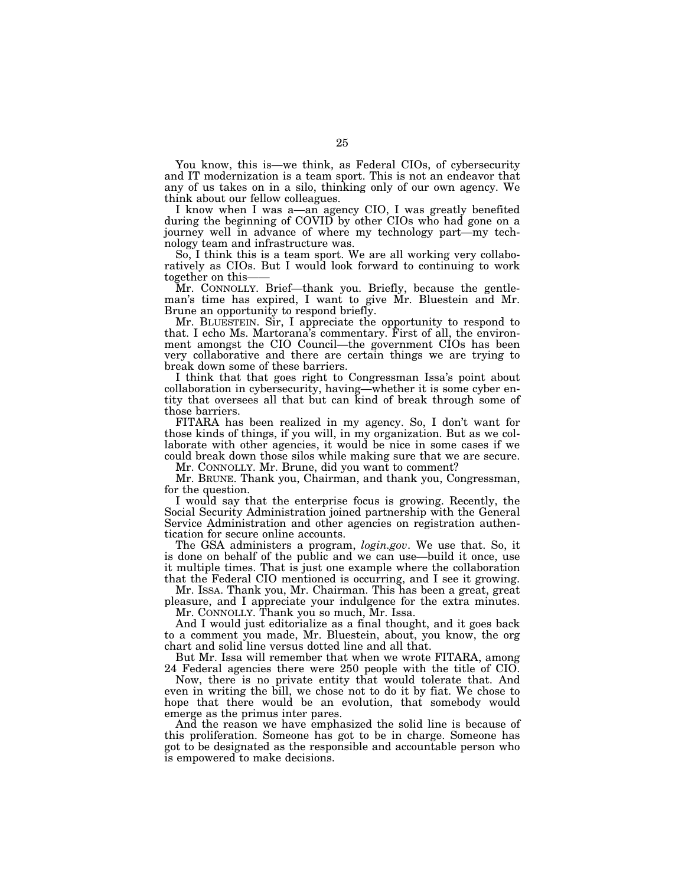You know, this is—we think, as Federal CIOs, of cybersecurity and IT modernization is a team sport. This is not an endeavor that any of us takes on in a silo, thinking only of our own agency. We think about our fellow colleagues.

I know when I was a—an agency CIO, I was greatly benefited during the beginning of COVID by other CIOs who had gone on a journey well in advance of where my technology part—my technology team and infrastructure was.

So, I think this is a team sport. We are all working very collaboratively as CIOs. But I would look forward to continuing to work together on this——

Mr. CONNOLLY. Brief—thank you. Briefly, because the gentleman's time has expired, I want to give Mr. Bluestein and Mr. Brune an opportunity to respond briefly.

Mr. BLUESTEIN. Sir, I appreciate the opportunity to respond to that. I echo Ms. Martorana's commentary. First of all, the environment amongst the CIO Council—the government CIOs has been very collaborative and there are certain things we are trying to break down some of these barriers.

I think that that goes right to Congressman Issa's point about collaboration in cybersecurity, having—whether it is some cyber entity that oversees all that but can kind of break through some of those barriers.

FITARA has been realized in my agency. So, I don't want for those kinds of things, if you will, in my organization. But as we collaborate with other agencies, it would be nice in some cases if we could break down those silos while making sure that we are secure.

Mr. CONNOLLY. Mr. Brune, did you want to comment?

Mr. BRUNE. Thank you, Chairman, and thank you, Congressman, for the question.

I would say that the enterprise focus is growing. Recently, the Social Security Administration joined partnership with the General Service Administration and other agencies on registration authentication for secure online accounts.

The GSA administers a program, *login.gov*. We use that. So, it is done on behalf of the public and we can use—build it once, use it multiple times. That is just one example where the collaboration that the Federal CIO mentioned is occurring, and I see it growing.

Mr. ISSA. Thank you, Mr. Chairman. This has been a great, great pleasure, and I appreciate your indulgence for the extra minutes.

Mr. CONNOLLY. Thank you so much, Mr. Issa.

And I would just editorialize as a final thought, and it goes back to a comment you made, Mr. Bluestein, about, you know, the org chart and solid line versus dotted line and all that.

But Mr. Issa will remember that when we wrote FITARA, among 24 Federal agencies there were 250 people with the title of CIO.

Now, there is no private entity that would tolerate that. And even in writing the bill, we chose not to do it by fiat. We chose to hope that there would be an evolution, that somebody would emerge as the primus inter pares.

And the reason we have emphasized the solid line is because of this proliferation. Someone has got to be in charge. Someone has got to be designated as the responsible and accountable person who is empowered to make decisions.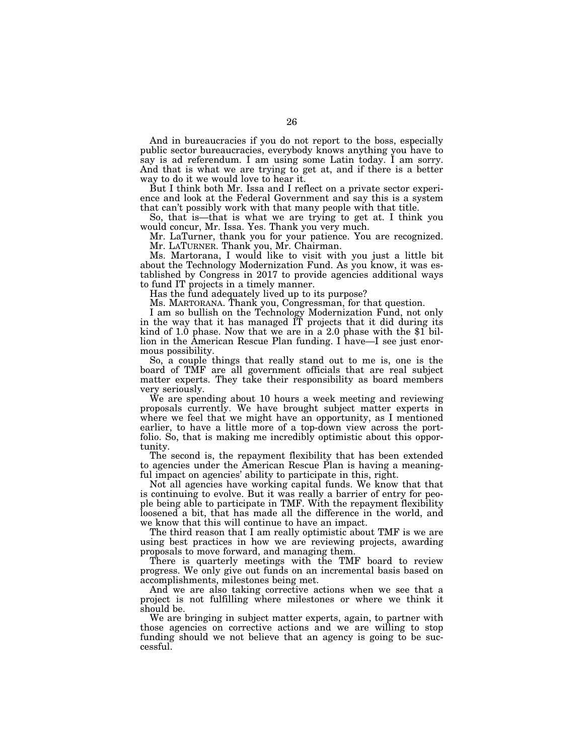And in bureaucracies if you do not report to the boss, especially public sector bureaucracies, everybody knows anything you have to say is ad referendum. I am using some Latin today. I am sorry. And that is what we are trying to get at, and if there is a better way to do it we would love to hear it.

But I think both Mr. Issa and I reflect on a private sector experience and look at the Federal Government and say this is a system that can't possibly work with that many people with that title.

So, that is—that is what we are trying to get at. I think you would concur, Mr. Issa. Yes. Thank you very much.

Mr. LaTurner, thank you for your patience. You are recognized.

Mr. LATURNER. Thank you, Mr. Chairman.

Ms. Martorana, I would like to visit with you just a little bit about the Technology Modernization Fund. As you know, it was established by Congress in 2017 to provide agencies additional ways to fund IT projects in a timely manner.

Has the fund adequately lived up to its purpose?

Ms. MARTORANA. Thank you, Congressman, for that question.

I am so bullish on the Technology Modernization Fund, not only in the way that it has managed IT projects that it did during its kind of 1.0 phase. Now that we are in a 2.0 phase with the $1 billion in the American Rescue Plan funding. I have—I see just enormous possibility.

So, a couple things that really stand out to me is, one is the board of TMF are all government officials that are real subject matter experts. They take their responsibility as board members very seriously.

We are spending about 10 hours a week meeting and reviewing proposals currently. We have brought subject matter experts in where we feel that we might have an opportunity, as I mentioned earlier, to have a little more of a top-down view across the portfolio. So, that is making me incredibly optimistic about this opportunity.

The second is, the repayment flexibility that has been extended to agencies under the American Rescue Plan is having a meaningful impact on agencies' ability to participate in this, right.

Not all agencies have working capital funds. We know that that is continuing to evolve. But it was really a barrier of entry for people being able to participate in TMF. With the repayment flexibility loosened a bit, that has made all the difference in the world, and we know that this will continue to have an impact.

The third reason that I am really optimistic about TMF is we are using best practices in how we are reviewing projects, awarding proposals to move forward, and managing them.

There is quarterly meetings with the TMF board to review progress. We only give out funds on an incremental basis based on accomplishments, milestones being met.

And we are also taking corrective actions when we see that a project is not fulfilling where milestones or where we think it should be.

We are bringing in subject matter experts, again, to partner with those agencies on corrective actions and we are willing to stop funding should we not believe that an agency is going to be successful.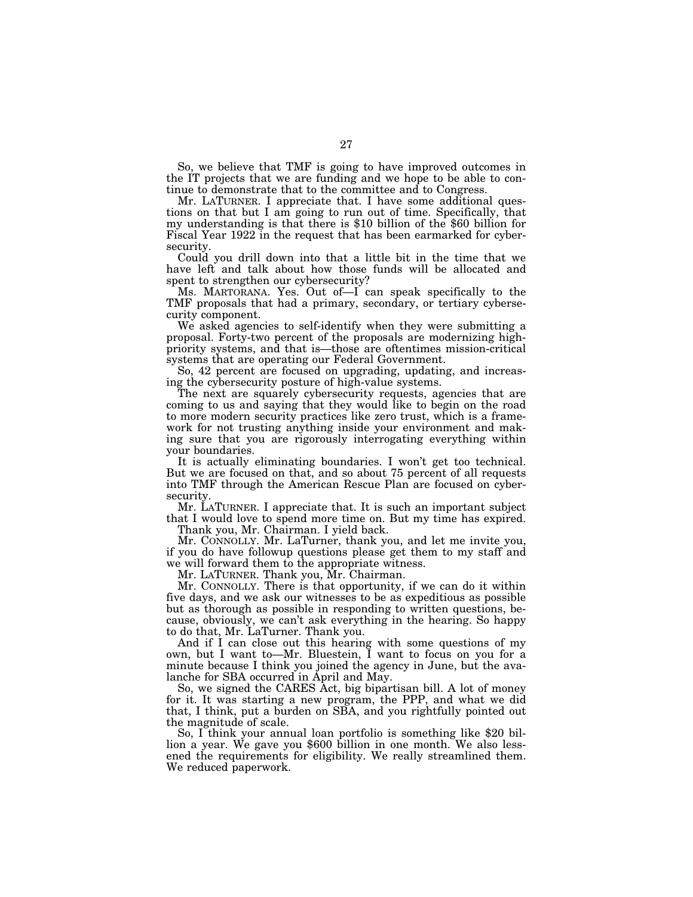So, we believe that TMF is going to have improved outcomes in the IT projects that we are funding and we hope to be able to continue to demonstrate that to the committee and to Congress.

Mr. LATURNER. I appreciate that. I have some additional questions on that but I am going to run out of time. Specifically, that my understanding is that there is $10 billion of the $60 billion for Fiscal Year 1922 in the request that has been earmarked for cybersecurity.

Could you drill down into that a little bit in the time that we have left and talk about how those funds will be allocated and spent to strengthen our cybersecurity?

Ms. MARTORANA. Yes. Out of—I can speak specifically to the TMF proposals that had a primary, secondary, or tertiary cybersecurity component.

We asked agencies to self-identify when they were submitting a proposal. Forty-two percent of the proposals are modernizing high-priority systems, and that is—those are oftentimes mission-critical systems that are operating our Federal Government.

So, 42 percent are focused on upgrading, updating, and increasing the cybersecurity posture of high-value systems.

The next are squarely cybersecurity requests, agencies that are coming to us and saying that they would like to begin on the road to more modern security practices like zero trust, which is a framework for not trusting anything inside your environment and making sure that you are rigorously interrogating everything within your boundaries.

It is actually eliminating boundaries. I won't get too technical. But we are focused on that, and so about 75 percent of all requests into TMF through the American Rescue Plan are focused on cybersecurity.

Mr. LATURNER. I appreciate that. It is such an important subject that I would love to spend more time on. But my time has expired.

Thank you, Mr. Chairman. I yield back.

Mr. CONNOLLY. Mr. LaTurner, thank you, and let me invite you, if you do have followup questions please get them to my staff and we will forward them to the appropriate witness.

Mr. LATURNER. Thank you, Mr. Chairman.

Mr. CONNOLLY. There is that opportunity, if we can do it within five days, and we ask our witnesses to be as expeditious as possible but as thorough as possible in responding to written questions, because, obviously, we can't ask everything in the hearing. So happy to do that, Mr. LaTurner. Thank you.

And if I can close out this hearing with some questions of my own, but I want to—Mr. Bluestein, I want to focus on you for a minute because I think you joined the agency in June, but the avalanche for SBA occurred in April and May.

So, we signed the CARES Act, big bipartisan bill. A lot of money for it. It was starting a new program, the PPP, and what we did that, I think, put a burden on SBA, and you rightfully pointed out the magnitude of scale.

So, I think your annual loan portfolio is something like $20 billion a year. We gave you $600 billion in one month. We also lessened the requirements for eligibility. We really streamlined them. We reduced paperwork.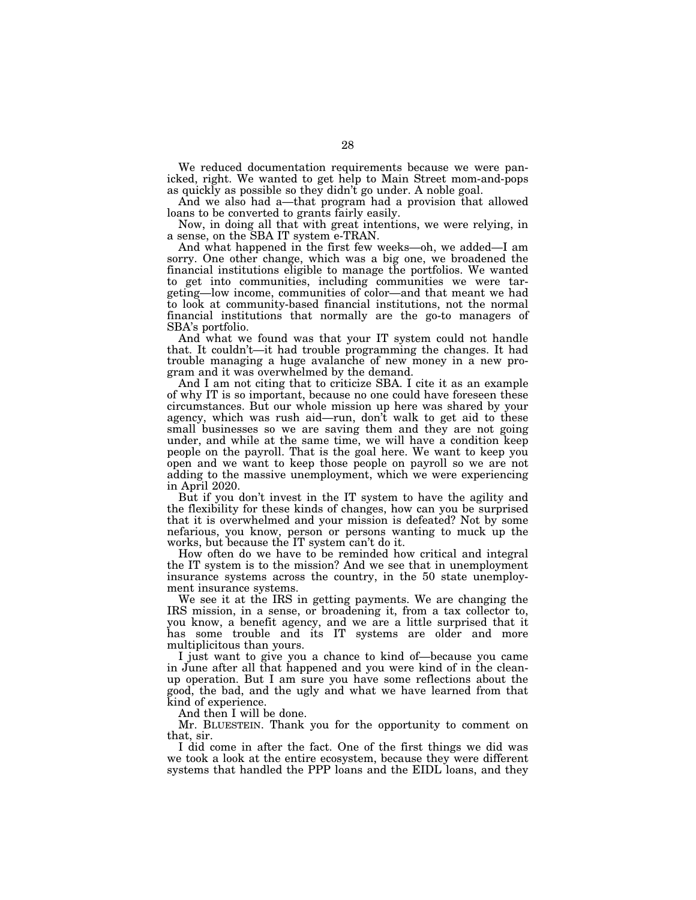We reduced documentation requirements because we were panicked, right. We wanted to get help to Main Street mom-and-pops as quickly as possible so they didn't go under. A noble goal.

And we also had a—that program had a provision that allowed loans to be converted to grants fairly easily.

Now, in doing all that with great intentions, we were relying, in a sense, on the SBA IT system e-TRAN.

And what happened in the first few weeks—oh, we added—I am sorry. One other change, which was a big one, we broadened the financial institutions eligible to manage the portfolios. We wanted to get into communities, including communities we were targeting—low income, communities of color—and that meant we had to look at community-based financial institutions, not the normal financial institutions that normally are the go-to managers of SBA's portfolio.

And what we found was that your IT system could not handle that. It couldn't—it had trouble programming the changes. It had trouble managing a huge avalanche of new money in a new program and it was overwhelmed by the demand.

And I am not citing that to criticize SBA. I cite it as an example of why IT is so important, because no one could have foreseen these circumstances. But our whole mission up here was shared by your agency, which was rush aid—run, don't walk to get aid to these small businesses so we are saving them and they are not going under, and while at the same time, we will have a condition keep people on the payroll. That is the goal here. We want to keep you open and we want to keep those people on payroll so we are not adding to the massive unemployment, which we were experiencing in April 2020.

But if you don't invest in the IT system to have the agility and the flexibility for these kinds of changes, how can you be surprised that it is overwhelmed and your mission is defeated? Not by some nefarious, you know, person or persons wanting to muck up the works, but because the IT system can't do it.

How often do we have to be reminded how critical and integral the IT system is to the mission? And we see that in unemployment insurance systems across the country, in the 50 state unemployment insurance systems.

We see it at the IRS in getting payments. We are changing the IRS mission, in a sense, or broadening it, from a tax collector to, you know, a benefit agency, and we are a little surprised that it has some trouble and its IT systems are older and more multiplicitous than yours.

I just want to give you a chance to kind of—because you came in June after all that happened and you were kind of in the clean-up operation. But I am sure you have some reflections about the good, the bad, and the ugly and what we have learned from that kind of experience.

And then I will be done.

Mr. BLUESTEIN. Thank you for the opportunity to comment on that, sir.

I did come in after the fact. One of the first things we did was we took a look at the entire ecosystem, because they were different systems that handled the PPP loans and the EIDL loans, and they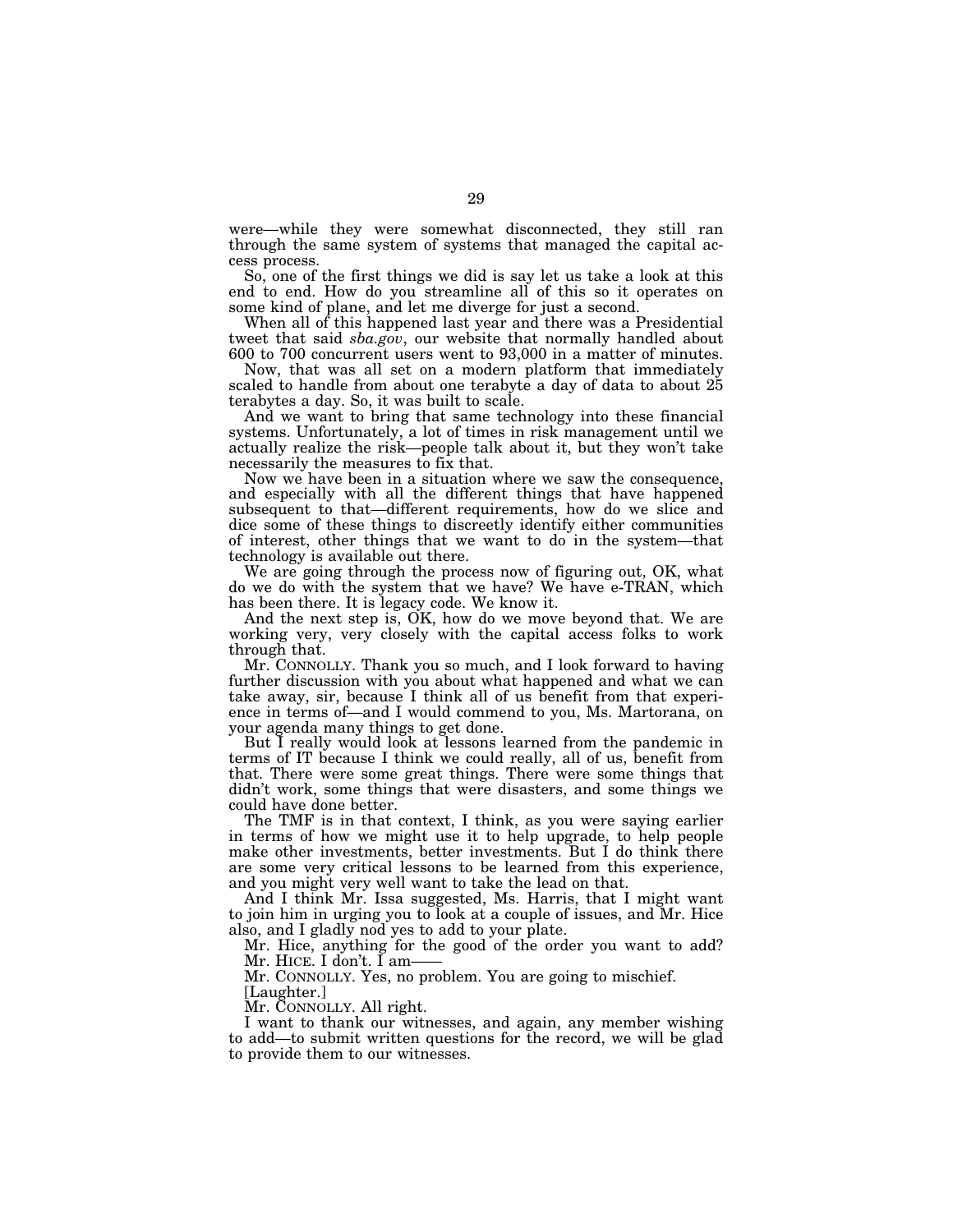were—while they were somewhat disconnected, they still ran through the same system of systems that managed the capital access process.

So, one of the first things we did is say let us take a look at this end to end. How do you streamline all of this so it operates on some kind of plane, and let me diverge for just a second.

When all of this happened last year and there was a Presidential tweet that said *sba.gov*, our website that normally handled about 600 to 700 concurrent users went to 93,000 in a matter of minutes.

Now, that was all set on a modern platform that immediately scaled to handle from about one terabyte a day of data to about 25 terabytes a day. So, it was built to scale.

And we want to bring that same technology into these financial systems. Unfortunately, a lot of times in risk management until we actually realize the risk—people talk about it, but they won't take necessarily the measures to fix that.

Now we have been in a situation where we saw the consequence, and especially with all the different things that have happened subsequent to that—different requirements, how do we slice and dice some of these things to discreetly identify either communities of interest, other things that we want to do in the system—that technology is available out there.

We are going through the process now of figuring out, OK, what do we do with the system that we have? We have e-TRAN, which has been there. It is legacy code. We know it.

And the next step is, OK, how do we move beyond that. We are working very, very closely with the capital access folks to work through that.

Mr. CONNOLLY. Thank you so much, and I look forward to having further discussion with you about what happened and what we can take away, sir, because I think all of us benefit from that experience in terms of—and I would commend to you, Ms. Martorana, on your agenda many things to get done.

But I really would look at lessons learned from the pandemic in terms of IT because I think we could really, all of us, benefit from that. There were some great things. There were some things that didn't work, some things that were disasters, and some things we could have done better.

The TMF is in that context, I think, as you were saying earlier in terms of how we might use it to help upgrade, to help people make other investments, better investments. But I do think there are some very critical lessons to be learned from this experience, and you might very well want to take the lead on that.

And I think Mr. Issa suggested, Ms. Harris, that I might want to join him in urging you to look at a couple of issues, and Mr. Hice also, and I gladly nod yes to add to your plate.

Mr. Hice, anything for the good of the order you want to add?

Mr. HICE. I don't. I am——

Mr. CONNOLLY. Yes, no problem. You are going to mischief.

[Laughter.]

Mr. CONNOLLY. All right.

I want to thank our witnesses, and again, any member wishing to add—to submit written questions for the record, we will be glad to provide them to our witnesses.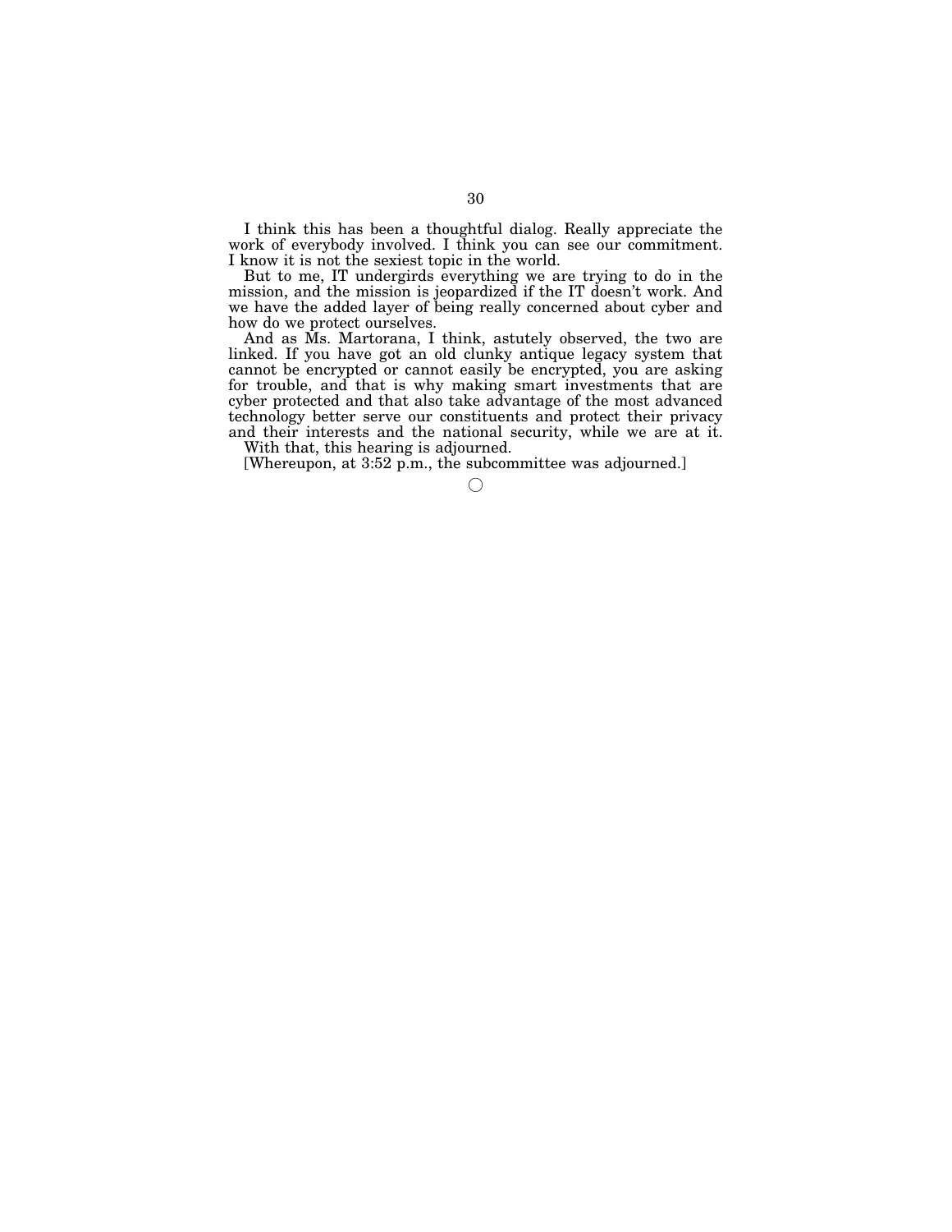I think this has been a thoughtful dialog. Really appreciate the work of everybody involved. I think you can see our commitment. I know it is not the sexiest topic in the world.

But to me, IT undergirds everything we are trying to do in the mission, and the mission is jeopardized if the IT doesn't work. And we have the added layer of being really concerned about cyber and how do we protect ourselves.

And as Ms. Martorana, I think, astutely observed, the two are linked. If you have got an old clunky antique legacy system that cannot be encrypted or cannot easily be encrypted, you are asking for trouble, and that is why making smart investments that are cyber protected and that also take advantage of the most advanced technology better serve our constituents and protect their privacy and their interests and the national security, while we are at it.

With that, this hearing is adjourned.

[Whereupon, at 3:52 p.m., the subcommittee was adjourned.]